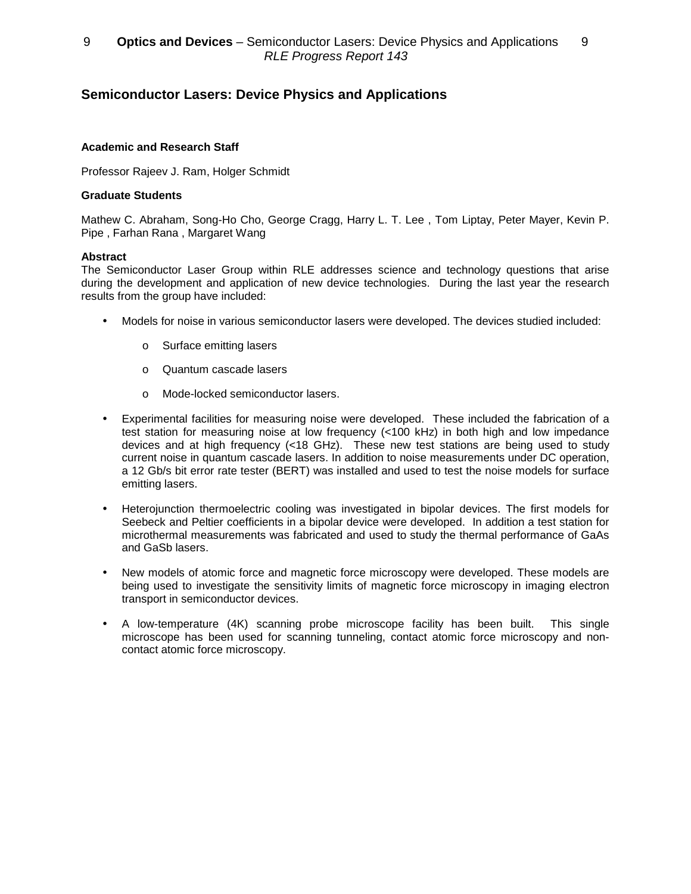# Semiconductor Lasers: Device Physics and Applications

**Academic and Research Staff**

Professor Rajeev J. Ram, Holger Schmidt

**Graduate Students**

Mathew C. Abraham, Song-Ho Cho, George Cragg, Harry L. T. Lee , Tom Liptay, Peter Mayer, Kevin P. Pipe , Farhan Rana , Margaret Wang

**Abstract**

The Semiconductor Laser Group within RLE addresses science and technology questions that arise during the development and application of new device technologies. During the last year the research results from the group have included:

- Models for noise in various semiconductor lasers were developed. The devices studied included:
  - Surface emitting lasers
  - Quantum cascade lasers
  - Mode-locked semiconductor lasers.
- Experimental facilities for measuring noise were developed. These included the fabrication of a test station for measuring noise at low frequency (<100 kHz) in both high and low impedance devices and at high frequency (<18 GHz). These new test stations are being used to study current noise in quantum cascade lasers. In addition to noise measurements under DC operation, a 12 Gb/s bit error rate tester (BERT) was installed and used to test the noise models for surface emitting lasers.
- Heterojunction thermoelectric cooling was investigated in bipolar devices. The first models for Seebeck and Peltier coefficients in a bipolar device were developed. In addition a test station for microthermal measurements was fabricated and used to study the thermal performance of GaAs and GaSb lasers.
- New models of atomic force and magnetic force microscopy were developed. These models are being used to investigate the sensitivity limits of magnetic force microscopy in imaging electron transport in semiconductor devices.
- A low-temperature (4K) scanning probe microscope facility has been built. This single microscope has been used for scanning tunneling, contact atomic force microscopy and non-contact atomic force microscopy.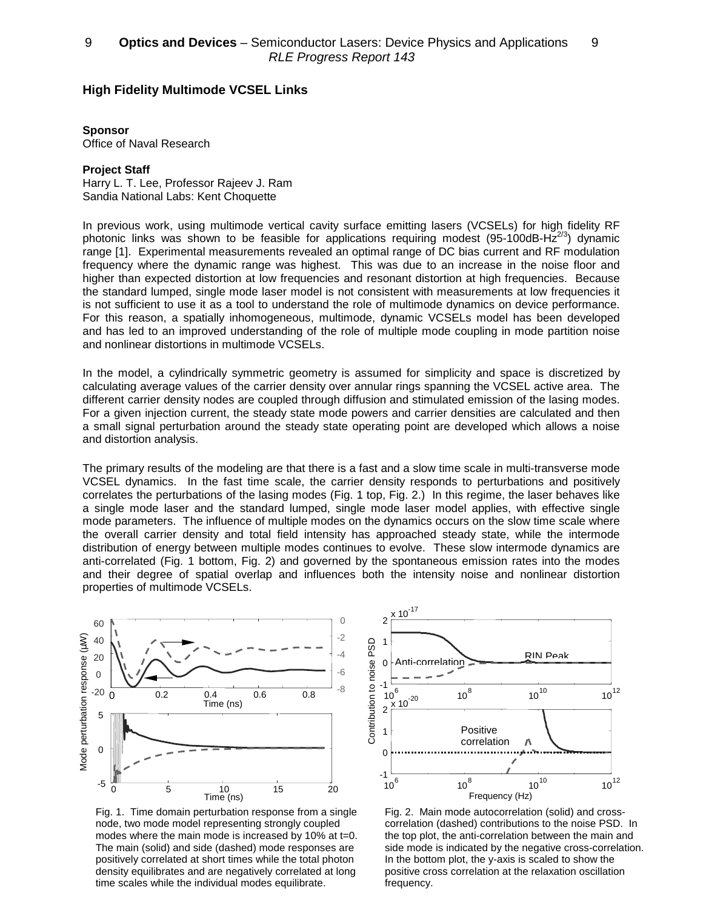## High Fidelity Multimode VCSEL Links

**Sponsor**
Office of Naval Research

**Project Staff**
Harry L. T. Lee, Professor Rajeev J. Ram
Sandia National Labs: Kent Choquette

In previous work, using multimode vertical cavity surface emitting lasers (VCSELs) for high fidelity RF photonic links was shown to be feasible for applications requiring modest (95-100dB-Hz$^{2/3}$) dynamic range [1]. Experimental measurements revealed an optimal range of DC bias current and RF modulation frequency where the dynamic range was highest. This was due to an increase in the noise floor and higher than expected distortion at low frequencies and resonant distortion at high frequencies. Because the standard lumped, single mode laser model is not consistent with measurements at low frequencies it is not sufficient to use it as a tool to understand the role of multimode dynamics on device performance. For this reason, a spatially inhomogeneous, multimode, dynamic VCSELs model has been developed and has led to an improved understanding of the role of multiple mode coupling in mode partition noise and nonlinear distortions in multimode VCSELs.

In the model, a cylindrically symmetric geometry is assumed for simplicity and space is discretized by calculating average values of the carrier density over annular rings spanning the VCSEL active area. The different carrier density nodes are coupled through diffusion and stimulated emission of the lasing modes. For a given injection current, the steady state mode powers and carrier densities are calculated and then a small signal perturbation around the steady state operating point are developed which allows a noise and distortion analysis.

The primary results of the modeling are that there is a fast and a slow time scale in multi-transverse mode VCSEL dynamics. In the fast time scale, the carrier density responds to perturbations and positively correlates the perturbations of the lasing modes (Fig. 1 top, Fig. 2.) In this regime, the laser behaves like a single mode laser and the standard lumped, single mode laser model applies, with effective single mode parameters. The influence of multiple modes on the dynamics occurs on the slow time scale where the overall carrier density and total field intensity has approached steady state, while the intermode distribution of energy between multiple modes continues to evolve. These slow intermode dynamics are anti-correlated (Fig. 1 bottom, Fig. 2) and governed by the spontaneous emission rates into the modes and their degree of spatial overlap and influences both the intensity noise and nonlinear distortion properties of multimode VCSELs.

Fig. 1. Time domain perturbation response from a single node, two mode model representing strongly coupled modes where the main mode is increased by 10% at t=0. The main (solid) and side (dashed) mode responses are positively correlated at short times while the total photon density equilibrates and are negatively correlated at long time scales while the individual modes equilibrate.

Fig. 2. Main mode autocorrelation (solid) and cross-correlation (dashed) contributions to the noise PSD. In the top plot, the anti-correlation between the main and side mode is indicated by the negative cross-correlation. In the bottom plot, the y-axis is scaled to show the positive cross correlation at the relaxation oscillation frequency.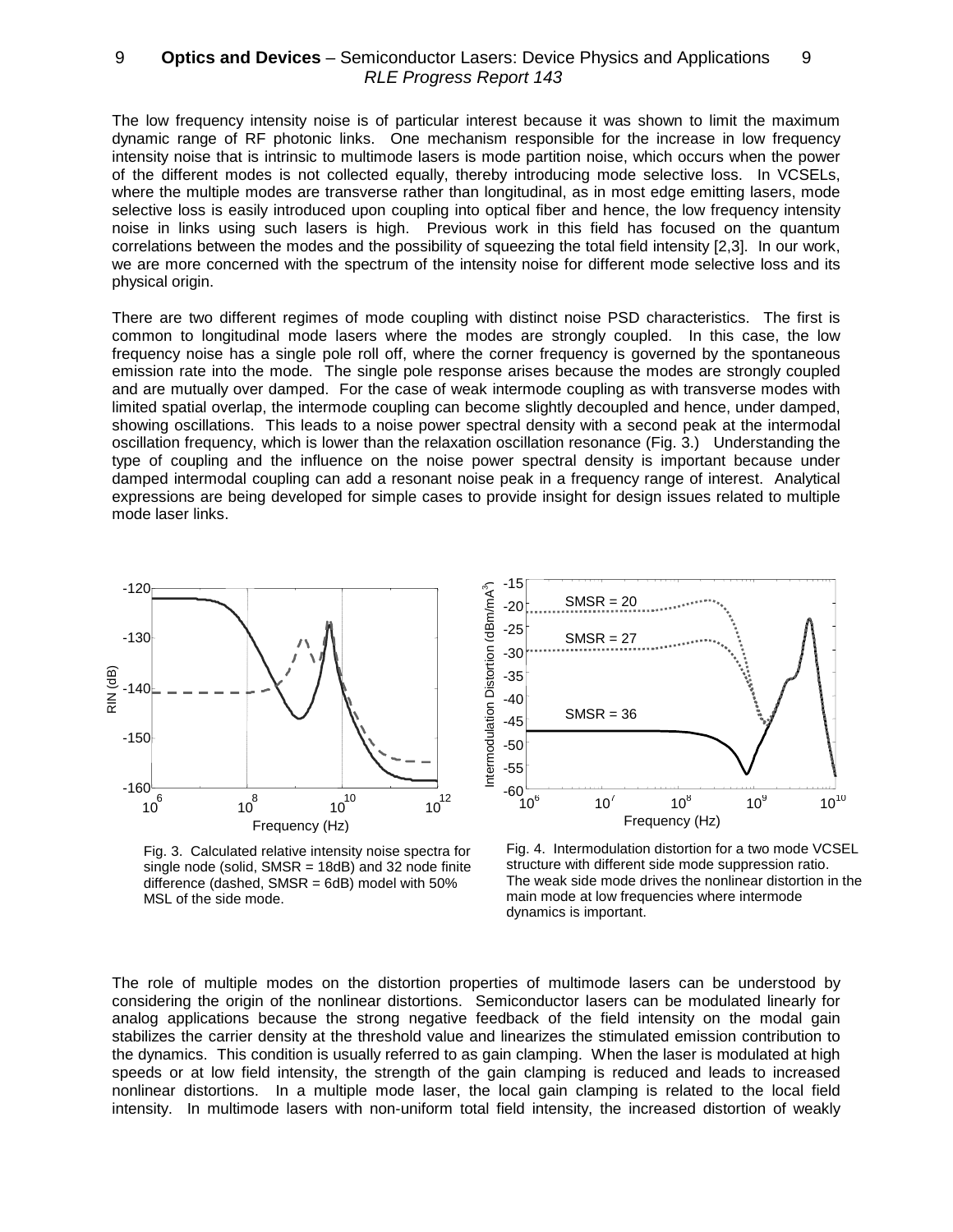The low frequency intensity noise is of particular interest because it was shown to limit the maximum dynamic range of RF photonic links. One mechanism responsible for the increase in low frequency intensity noise that is intrinsic to multimode lasers is mode partition noise, which occurs when the power of the different modes is not collected equally, thereby introducing mode selective loss. In VCSELs, where the multiple modes are transverse rather than longitudinal, as in most edge emitting lasers, mode selective loss is easily introduced upon coupling into optical fiber and hence, the low frequency intensity noise in links using such lasers is high. Previous work in this field has focused on the quantum correlations between the modes and the possibility of squeezing the total field intensity [2,3]. In our work, we are more concerned with the spectrum of the intensity noise for different mode selective loss and its physical origin.

There are two different regimes of mode coupling with distinct noise PSD characteristics. The first is common to longitudinal mode lasers where the modes are strongly coupled. In this case, the low frequency noise has a single pole roll off, where the corner frequency is governed by the spontaneous emission rate into the mode. The single pole response arises because the modes are strongly coupled and are mutually over damped. For the case of weak intermode coupling as with transverse modes with limited spatial overlap, the intermode coupling can become slightly decoupled and hence, under damped, showing oscillations. This leads to a noise power spectral density with a second peak at the intermodal oscillation frequency, which is lower than the relaxation oscillation resonance (Fig. 3.) Understanding the type of coupling and the influence on the noise power spectral density is important because under damped intermodal coupling can add a resonant noise peak in a frequency range of interest. Analytical expressions are being developed for simple cases to provide insight for design issues related to multiple mode laser links.

Fig. 3. Calculated relative intensity noise spectra for single node (solid, SMSR = 18dB) and 32 node finite difference (dashed, SMSR = 6dB) model with 50% MSL of the side mode.

Fig. 4. Intermodulation distortion for a two mode VCSEL structure with different side mode suppression ratio. The weak side mode drives the nonlinear distortion in the main mode at low frequencies where intermode dynamics is important.

The role of multiple modes on the distortion properties of multimode lasers can be understood by considering the origin of the nonlinear distortions. Semiconductor lasers can be modulated linearly for analog applications because the strong negative feedback of the field intensity on the modal gain stabilizes the carrier density at the threshold value and linearizes the stimulated emission contribution to the dynamics. This condition is usually referred to as gain clamping. When the laser is modulated at high speeds or at low field intensity, the strength of the gain clamping is reduced and leads to increased nonlinear distortions. In a multiple mode laser, the local gain clamping is related to the local field intensity. In multimode lasers with non-uniform total field intensity, the increased distortion of weakly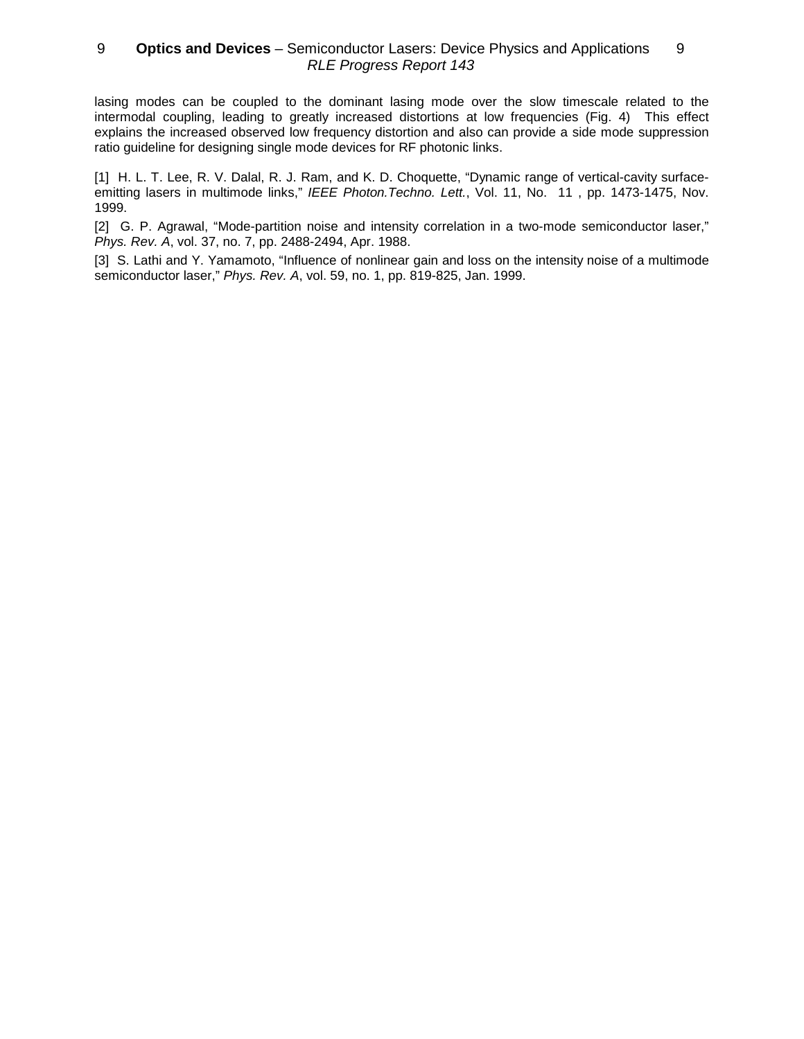lasing modes can be coupled to the dominant lasing mode over the slow timescale related to the intermodal coupling, leading to greatly increased distortions at low frequencies (Fig. 4) This effect explains the increased observed low frequency distortion and also can provide a side mode suppression ratio guideline for designing single mode devices for RF photonic links.

[1] H. L. T. Lee, R. V. Dalal, R. J. Ram, and K. D. Choquette, "Dynamic range of vertical-cavity surface-emitting lasers in multimode links," *IEEE Photon.Techno. Lett.*, Vol. 11, No. 11 , pp. 1473-1475, Nov. 1999.

[2] G. P. Agrawal, "Mode-partition noise and intensity correlation in a two-mode semiconductor laser," *Phys. Rev. A*, vol. 37, no. 7, pp. 2488-2494, Apr. 1988.

[3] S. Lathi and Y. Yamamoto, "Influence of nonlinear gain and loss on the intensity noise of a multimode semiconductor laser," *Phys. Rev. A*, vol. 59, no. 1, pp. 819-825, Jan. 1999.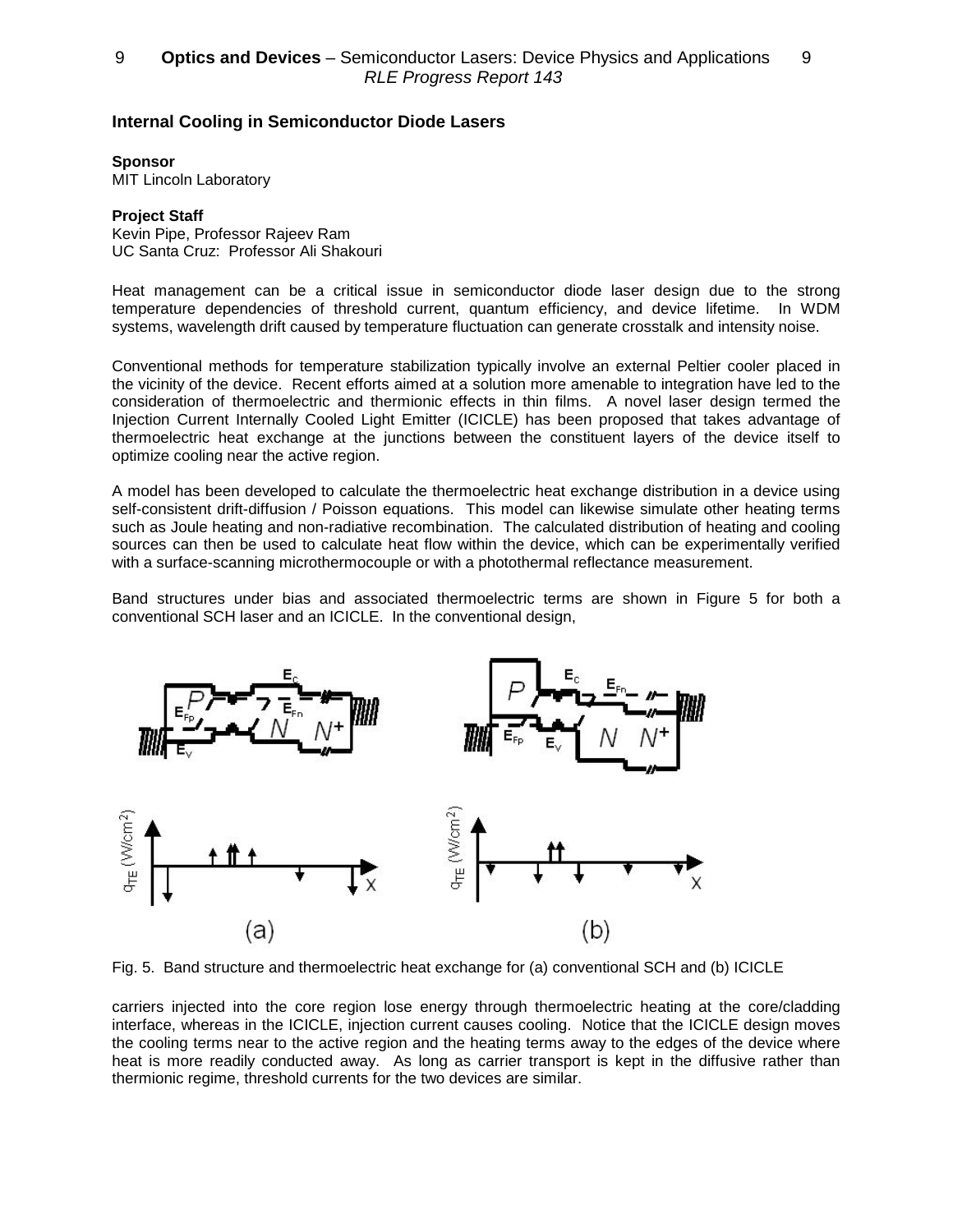### Internal Cooling in Semiconductor Diode Lasers

**Sponsor**
MIT Lincoln Laboratory

**Project Staff**
Kevin Pipe, Professor Rajeev Ram
UC Santa Cruz: Professor Ali Shakouri

Heat management can be a critical issue in semiconductor diode laser design due to the strong temperature dependencies of threshold current, quantum efficiency, and device lifetime. In WDM systems, wavelength drift caused by temperature fluctuation can generate crosstalk and intensity noise.

Conventional methods for temperature stabilization typically involve an external Peltier cooler placed in the vicinity of the device. Recent efforts aimed at a solution more amenable to integration have led to the consideration of thermoelectric and thermionic effects in thin films. A novel laser design termed the Injection Current Internally Cooled Light Emitter (ICICLE) has been proposed that takes advantage of thermoelectric heat exchange at the junctions between the constituent layers of the device itself to optimize cooling near the active region.

A model has been developed to calculate the thermoelectric heat exchange distribution in a device using self-consistent drift-diffusion / Poisson equations. This model can likewise simulate other heating terms such as Joule heating and non-radiative recombination. The calculated distribution of heating and cooling sources can then be used to calculate heat flow within the device, which can be experimentally verified with a surface-scanning microthermocouple or with a photothermal reflectance measurement.

Band structures under bias and associated thermoelectric terms are shown in Figure 5 for both a conventional SCH laser and an ICICLE. In the conventional design,

Fig. 5. Band structure and thermoelectric heat exchange for (a) conventional SCH and (b) ICICLE

carriers injected into the core region lose energy through thermoelectric heating at the core/cladding interface, whereas in the ICICLE, injection current causes cooling. Notice that the ICICLE design moves the cooling terms near to the active region and the heating terms away to the edges of the device where heat is more readily conducted away. As long as carrier transport is kept in the diffusive rather than thermionic regime, threshold currents for the two devices are similar.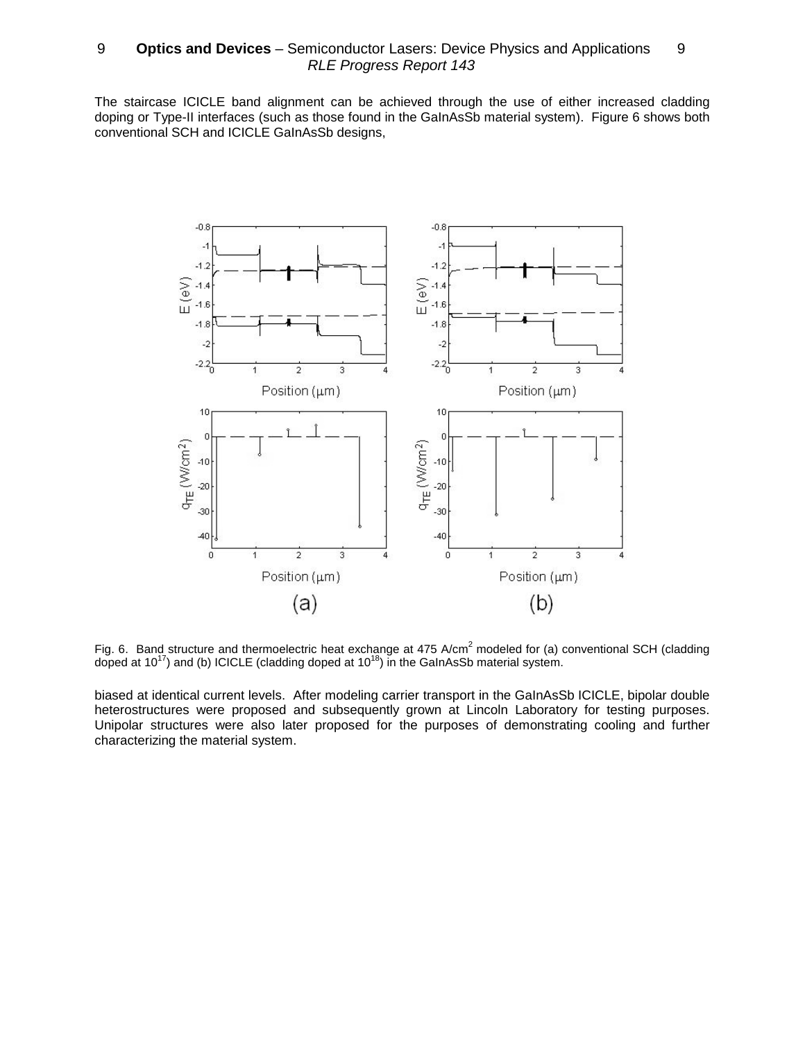The staircase ICICLE band alignment can be achieved through the use of either increased cladding doping or Type-II interfaces (such as those found in the GaInAsSb material system). Figure 6 shows both conventional SCH and ICICLE GaInAsSb designs,

Fig. 6. Band structure and thermoelectric heat exchange at 475 A/cm$^2$ modeled for (a) conventional SCH (cladding doped at $10^{17}$) and (b) ICICLE (cladding doped at $10^{18}$) in the GaInAsSb material system.

biased at identical current levels. After modeling carrier transport in the GaInAsSb ICICLE, bipolar double heterostructures were proposed and subsequently grown at Lincoln Laboratory for testing purposes. Unipolar structures were also later proposed for the purposes of demonstrating cooling and further characterizing the material system.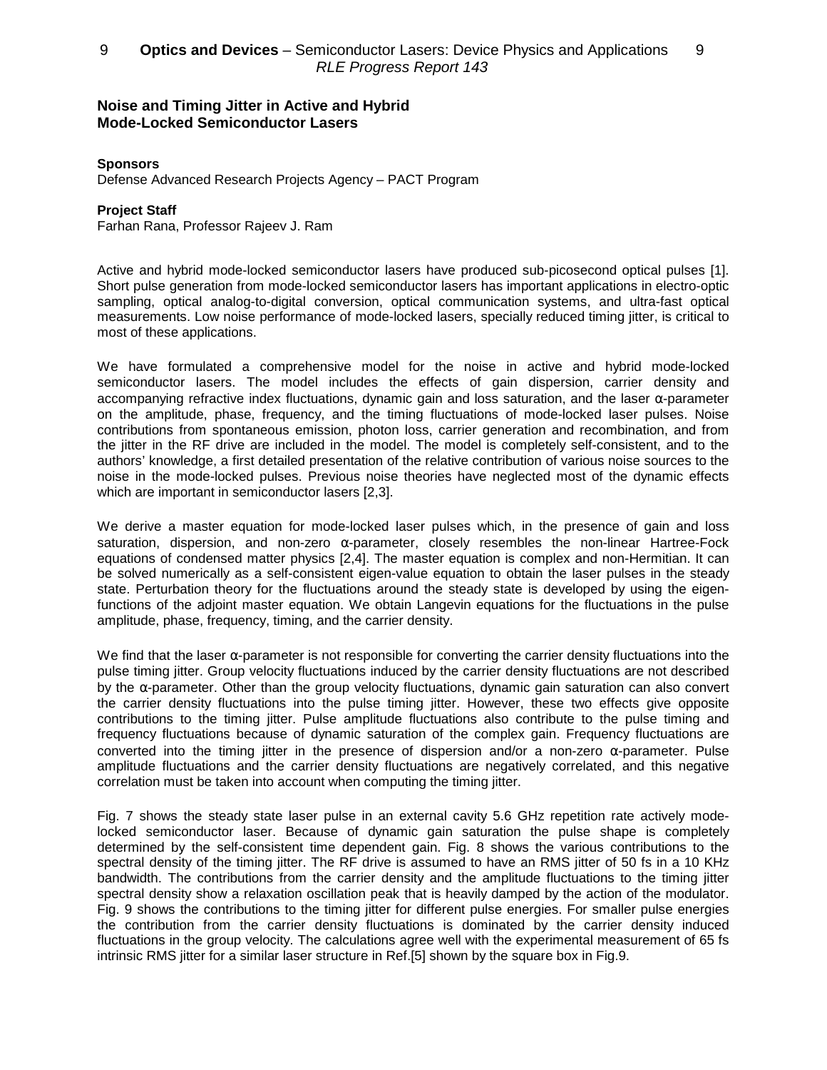## Noise and Timing Jitter in Active and Hybrid Mode-Locked Semiconductor Lasers

**Sponsors**

Defense Advanced Research Projects Agency – PACT Program

**Project Staff**

Farhan Rana, Professor Rajeev J. Ram

Active and hybrid mode-locked semiconductor lasers have produced sub-picosecond optical pulses [1]. Short pulse generation from mode-locked semiconductor lasers has important applications in electro-optic sampling, optical analog-to-digital conversion, optical communication systems, and ultra-fast optical measurements. Low noise performance of mode-locked lasers, specially reduced timing jitter, is critical to most of these applications.

We have formulated a comprehensive model for the noise in active and hybrid mode-locked semiconductor lasers. The model includes the effects of gain dispersion, carrier density and accompanying refractive index fluctuations, dynamic gain and loss saturation, and the laser $\alpha$-parameter on the amplitude, phase, frequency, and the timing fluctuations of mode-locked laser pulses. Noise contributions from spontaneous emission, photon loss, carrier generation and recombination, and from the jitter in the RF drive are included in the model. The model is completely self-consistent, and to the authors' knowledge, a first detailed presentation of the relative contribution of various noise sources to the noise in the mode-locked pulses. Previous noise theories have neglected most of the dynamic effects which are important in semiconductor lasers [2,3].

We derive a master equation for mode-locked laser pulses which, in the presence of gain and loss saturation, dispersion, and non-zero $\alpha$-parameter, closely resembles the non-linear Hartree-Fock equations of condensed matter physics [2,4]. The master equation is complex and non-Hermitian. It can be solved numerically as a self-consistent eigen-value equation to obtain the laser pulses in the steady state. Perturbation theory for the fluctuations around the steady state is developed by using the eigen-functions of the adjoint master equation. We obtain Langevin equations for the fluctuations in the pulse amplitude, phase, frequency, timing, and the carrier density.

We find that the laser $\alpha$-parameter is not responsible for converting the carrier density fluctuations into the pulse timing jitter. Group velocity fluctuations induced by the carrier density fluctuations are not described by the $\alpha$-parameter. Other than the group velocity fluctuations, dynamic gain saturation can also convert the carrier density fluctuations into the pulse timing jitter. However, these two effects give opposite contributions to the timing jitter. Pulse amplitude fluctuations also contribute to the pulse timing and frequency fluctuations because of dynamic saturation of the complex gain. Frequency fluctuations are converted into the timing jitter in the presence of dispersion and/or a non-zero $\alpha$-parameter. Pulse amplitude fluctuations and the carrier density fluctuations are negatively correlated, and this negative correlation must be taken into account when computing the timing jitter.

Fig. 7 shows the steady state laser pulse in an external cavity 5.6 GHz repetition rate actively mode-locked semiconductor laser. Because of dynamic gain saturation the pulse shape is completely determined by the self-consistent time dependent gain. Fig. 8 shows the various contributions to the spectral density of the timing jitter. The RF drive is assumed to have an RMS jitter of 50 fs in a 10 KHz bandwidth. The contributions from the carrier density and the amplitude fluctuations to the timing jitter spectral density show a relaxation oscillation peak that is heavily damped by the action of the modulator. Fig. 9 shows the contributions to the timing jitter for different pulse energies. For smaller pulse energies the contribution from the carrier density fluctuations is dominated by the carrier density induced fluctuations in the group velocity. The calculations agree well with the experimental measurement of 65 fs intrinsic RMS jitter for a similar laser structure in Ref.[5] shown by the square box in Fig.9.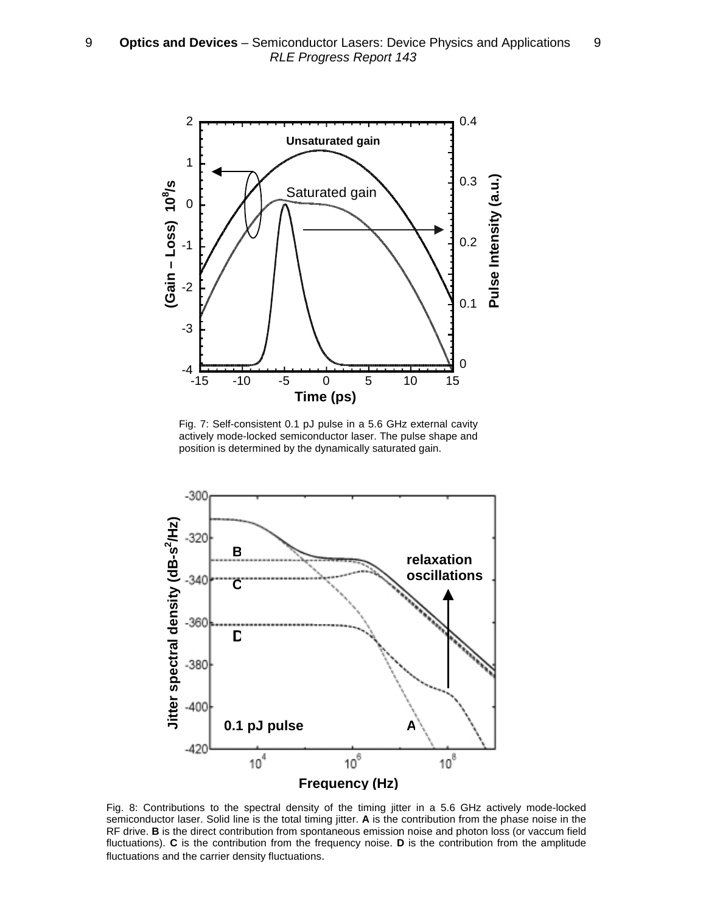Fig. 7: Self-consistent 0.1 pJ pulse in a 5.6 GHz external cavity actively mode-locked semiconductor laser. The pulse shape and position is determined by the dynamically saturated gain.

Fig. 8: Contributions to the spectral density of the timing jitter in a 5.6 GHz actively mode-locked semiconductor laser. Solid line is the total timing jitter. **A** is the contribution from the phase noise in the RF drive. **B** is the direct contribution from spontaneous emission noise and photon loss (or vaccum field fluctuations). **C** is the contribution from the frequency noise. **D** is the contribution from the amplitude fluctuations and the carrier density fluctuations.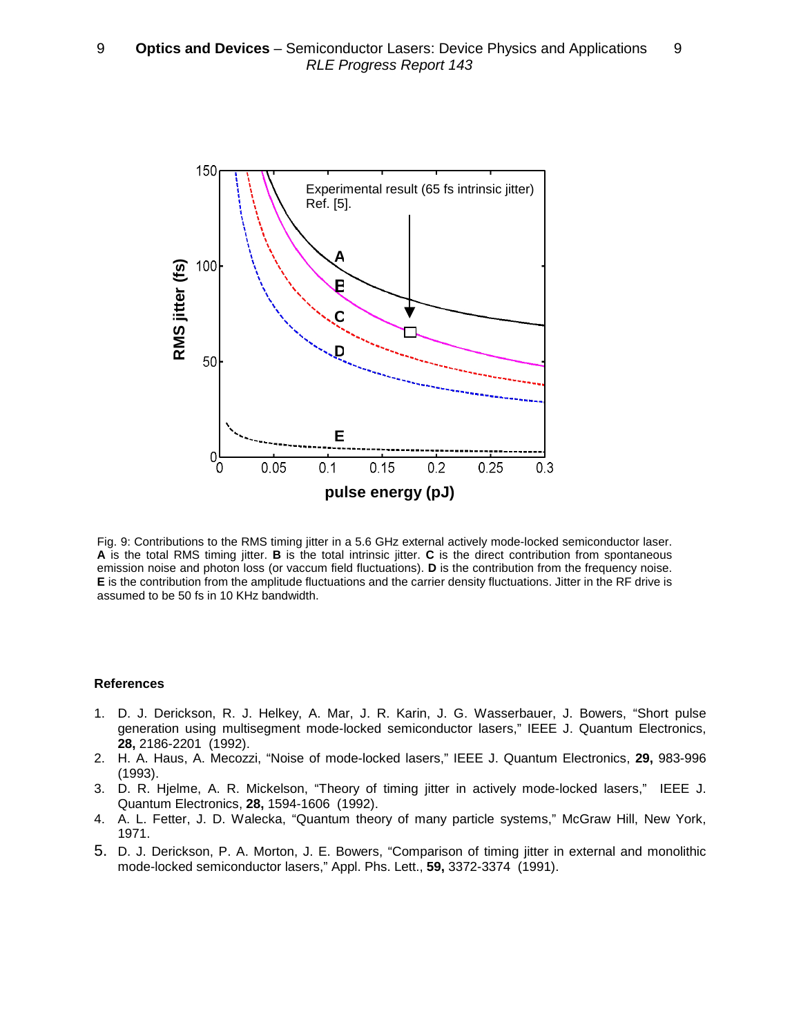Fig. 9: Contributions to the RMS timing jitter in a 5.6 GHz external actively mode-locked semiconductor laser. **A** is the total RMS timing jitter. **B** is the total intrinsic jitter. **C** is the direct contribution from spontaneous emission noise and photon loss (or vaccum field fluctuations). **D** is the contribution from the frequency noise. **E** is the contribution from the amplitude fluctuations and the carrier density fluctuations. Jitter in the RF drive is assumed to be 50 fs in 10 KHz bandwidth.

### References

1. D. J. Derickson, R. J. Helkey, A. Mar, J. R. Karin, J. G. Wasserbauer, J. Bowers, "Short pulse generation using multisegment mode-locked semiconductor lasers," IEEE J. Quantum Electronics, **28,** 2186-2201 (1992).
2. H. A. Haus, A. Mecozzi, "Noise of mode-locked lasers," IEEE J. Quantum Electronics, **29,** 983-996 (1993).
3. D. R. Hjelme, A. R. Mickelson, "Theory of timing jitter in actively mode-locked lasers," IEEE J. Quantum Electronics, **28,** 1594-1606 (1992).
4. A. L. Fetter, J. D. Walecka, "Quantum theory of many particle systems," McGraw Hill, New York, 1971.
5. D. J. Derickson, P. A. Morton, J. E. Bowers, "Comparison of timing jitter in external and monolithic mode-locked semiconductor lasers," Appl. Phs. Lett., **59,** 3372-3374 (1991).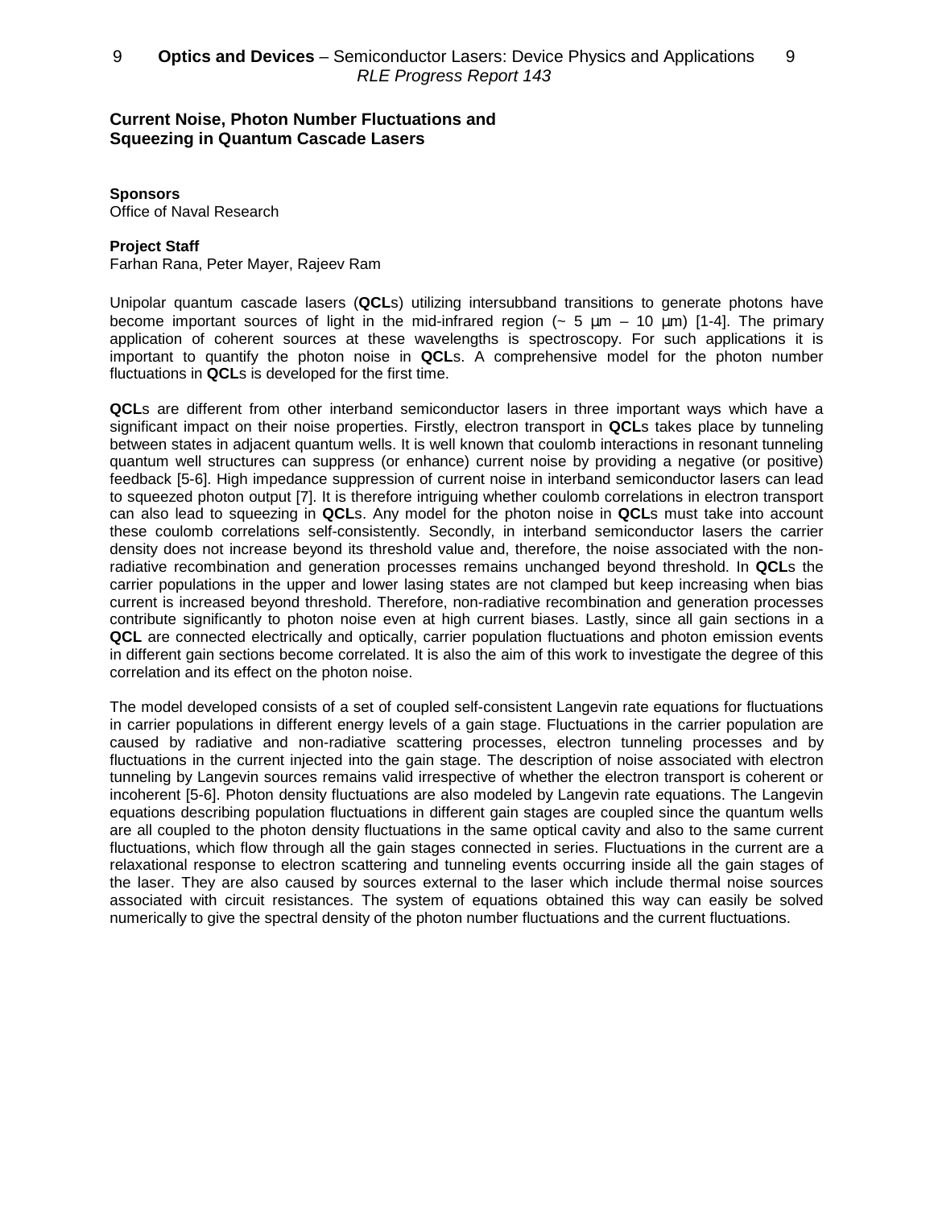## Current Noise, Photon Number Fluctuations and Squeezing in Quantum Cascade Lasers

**Sponsors**
Office of Naval Research

**Project Staff**
Farhan Rana, Peter Mayer, Rajeev Ram

Unipolar quantum cascade lasers (**QCL**s) utilizing intersubband transitions to generate photons have become important sources of light in the mid-infrared region (~ 5 μm – 10 μm) [1-4]. The primary application of coherent sources at these wavelengths is spectroscopy. For such applications it is important to quantify the photon noise in **QCL**s. A comprehensive model for the photon number fluctuations in **QCL**s is developed for the first time.

**QCL**s are different from other interband semiconductor lasers in three important ways which have a significant impact on their noise properties. Firstly, electron transport in **QCL**s takes place by tunneling between states in adjacent quantum wells. It is well known that coulomb interactions in resonant tunneling quantum well structures can suppress (or enhance) current noise by providing a negative (or positive) feedback [5-6]. High impedance suppression of current noise in interband semiconductor lasers can lead to squeezed photon output [7]. It is therefore intriguing whether coulomb correlations in electron transport can also lead to squeezing in **QCL**s. Any model for the photon noise in **QCL**s must take into account these coulomb correlations self-consistently. Secondly, in interband semiconductor lasers the carrier density does not increase beyond its threshold value and, therefore, the noise associated with the non-radiative recombination and generation processes remains unchanged beyond threshold. In **QCL**s the carrier populations in the upper and lower lasing states are not clamped but keep increasing when bias current is increased beyond threshold. Therefore, non-radiative recombination and generation processes contribute significantly to photon noise even at high current biases. Lastly, since all gain sections in a **QCL** are connected electrically and optically, carrier population fluctuations and photon emission events in different gain sections become correlated. It is also the aim of this work to investigate the degree of this correlation and its effect on the photon noise.

The model developed consists of a set of coupled self-consistent Langevin rate equations for fluctuations in carrier populations in different energy levels of a gain stage. Fluctuations in the carrier population are caused by radiative and non-radiative scattering processes, electron tunneling processes and by fluctuations in the current injected into the gain stage. The description of noise associated with electron tunneling by Langevin sources remains valid irrespective of whether the electron transport is coherent or incoherent [5-6]. Photon density fluctuations are also modeled by Langevin rate equations. The Langevin equations describing population fluctuations in different gain stages are coupled since the quantum wells are all coupled to the photon density fluctuations in the same optical cavity and also to the same current fluctuations, which flow through all the gain stages connected in series. Fluctuations in the current are a relaxational response to electron scattering and tunneling events occurring inside all the gain stages of the laser. They are also caused by sources external to the laser which include thermal noise sources associated with circuit resistances. The system of equations obtained this way can easily be solved numerically to give the spectral density of the photon number fluctuations and the current fluctuations.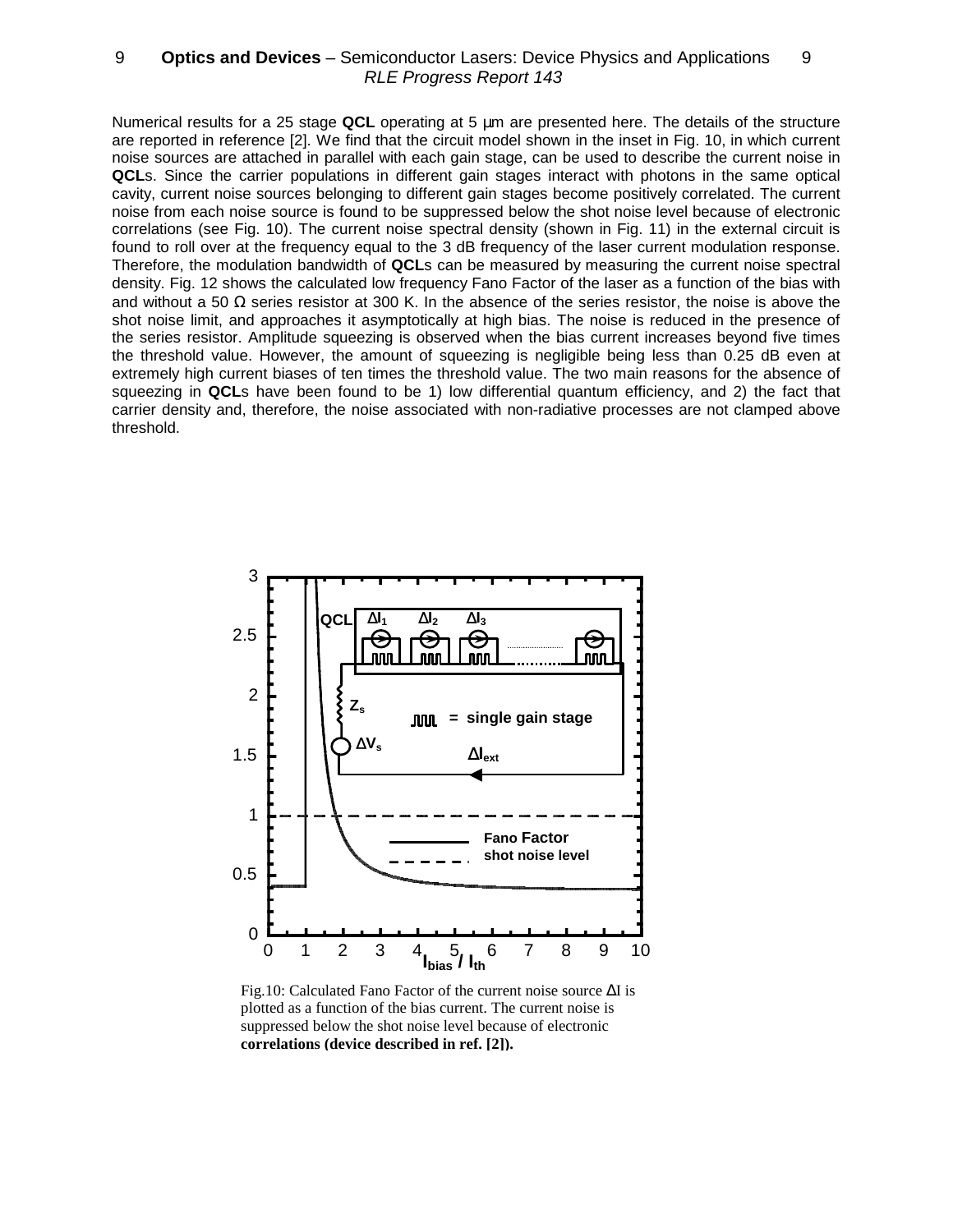Numerical results for a 25 stage **QCL** operating at 5 μm are presented here. The details of the structure are reported in reference [2]. We find that the circuit model shown in the inset in Fig. 10, in which current noise sources are attached in parallel with each gain stage, can be used to describe the current noise in **QCL**s. Since the carrier populations in different gain stages interact with photons in the same optical cavity, current noise sources belonging to different gain stages become positively correlated. The current noise from each noise source is found to be suppressed below the shot noise level because of electronic correlations (see Fig. 10). The current noise spectral density (shown in Fig. 11) in the external circuit is found to roll over at the frequency equal to the 3 dB frequency of the laser current modulation response. Therefore, the modulation bandwidth of **QCL**s can be measured by measuring the current noise spectral density. Fig. 12 shows the calculated low frequency Fano Factor of the laser as a function of the bias with and without a 50 Ω series resistor at 300 K. In the absence of the series resistor, the noise is above the shot noise limit, and approaches it asymptotically at high bias. The noise is reduced in the presence of the series resistor. Amplitude squeezing is observed when the bias current increases beyond five times the threshold value. However, the amount of squeezing is negligible being less than 0.25 dB even at extremely high current biases of ten times the threshold value. The two main reasons for the absence of squeezing in **QCL**s have been found to be 1) low differential quantum efficiency, and 2) the fact that carrier density and, therefore, the noise associated with non-radiative processes are not clamped above threshold.

Fig.10: Calculated Fano Factor of the current noise source ΔI is plotted as a function of the bias current. The current noise is suppressed below the shot noise level because of electronic **correlations (device described in ref. [2]).**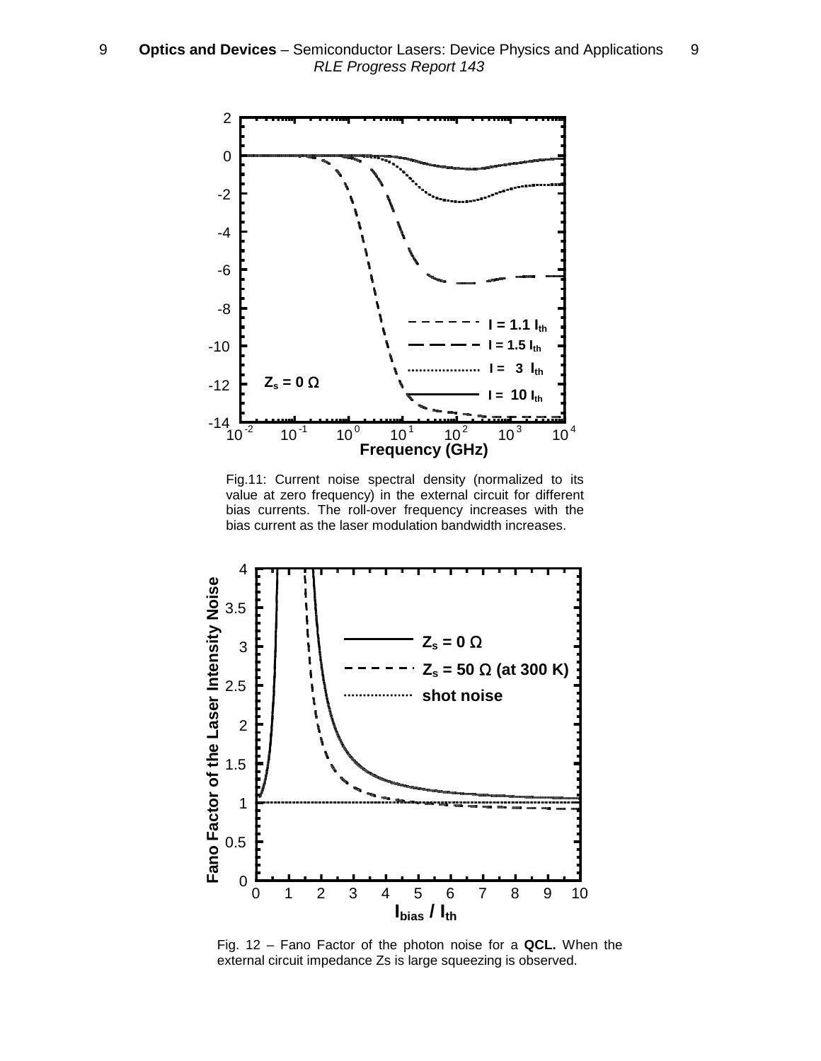Fig.11: Current noise spectral density (normalized to its value at zero frequency) in the external circuit for different bias currents. The roll-over frequency increases with the bias current as the laser modulation bandwidth increases.

Fig. 12 – Fano Factor of the photon noise for a **QCL.** When the external circuit impedance Zs is large squeezing is observed.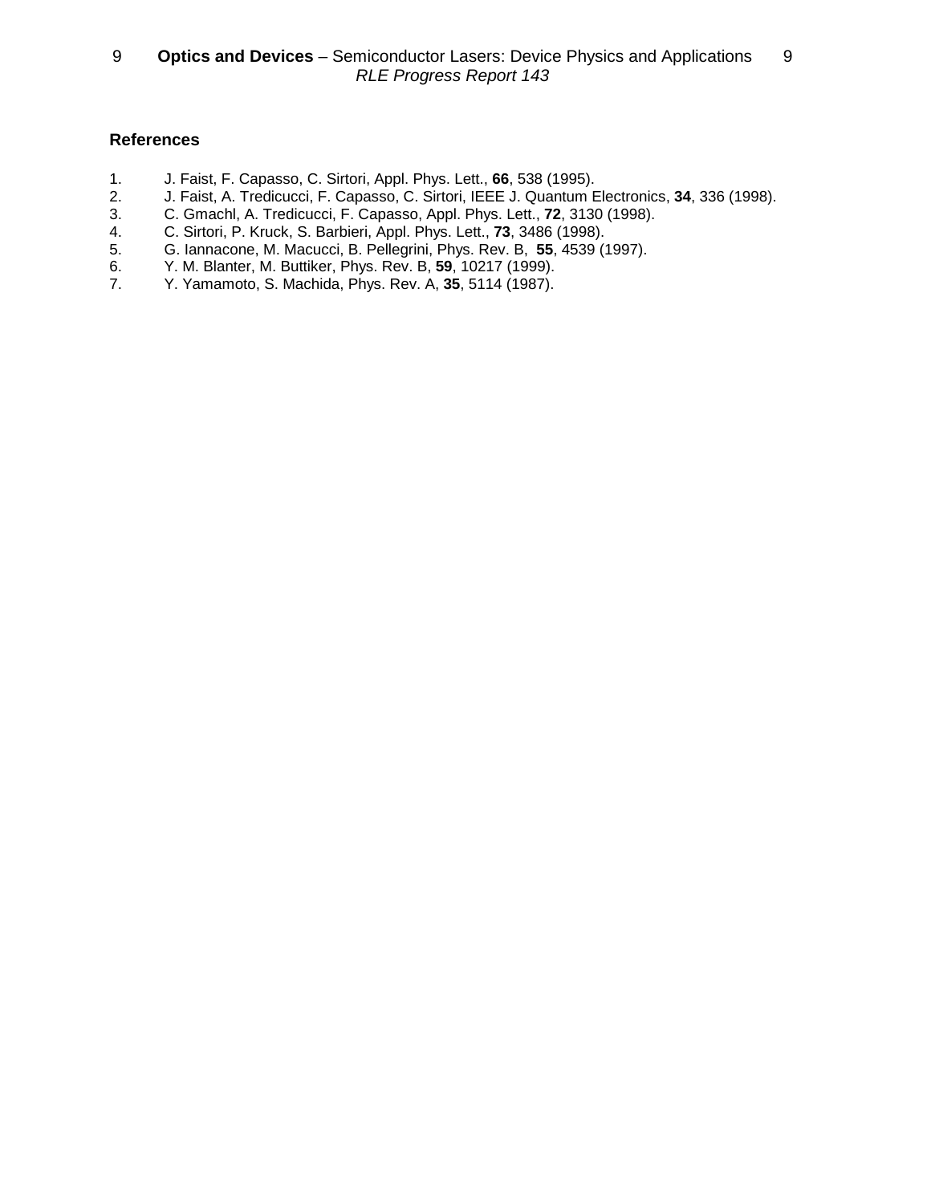## References

1. J. Faist, F. Capasso, C. Sirtori, Appl. Phys. Lett., **66**, 538 (1995).
2. J. Faist, A. Tredicucci, F. Capasso, C. Sirtori, IEEE J. Quantum Electronics, **34**, 336 (1998).
3. C. Gmachl, A. Tredicucci, F. Capasso, Appl. Phys. Lett., **72**, 3130 (1998).
4. C. Sirtori, P. Kruck, S. Barbieri, Appl. Phys. Lett., **73**, 3486 (1998).
5. G. Iannacone, M. Macucci, B. Pellegrini, Phys. Rev. B, **55**, 4539 (1997).
6. Y. M. Blanter, M. Buttiker, Phys. Rev. B, **59**, 10217 (1999).
7. Y. Yamamoto, S. Machida, Phys. Rev. A, **35**, 5114 (1987).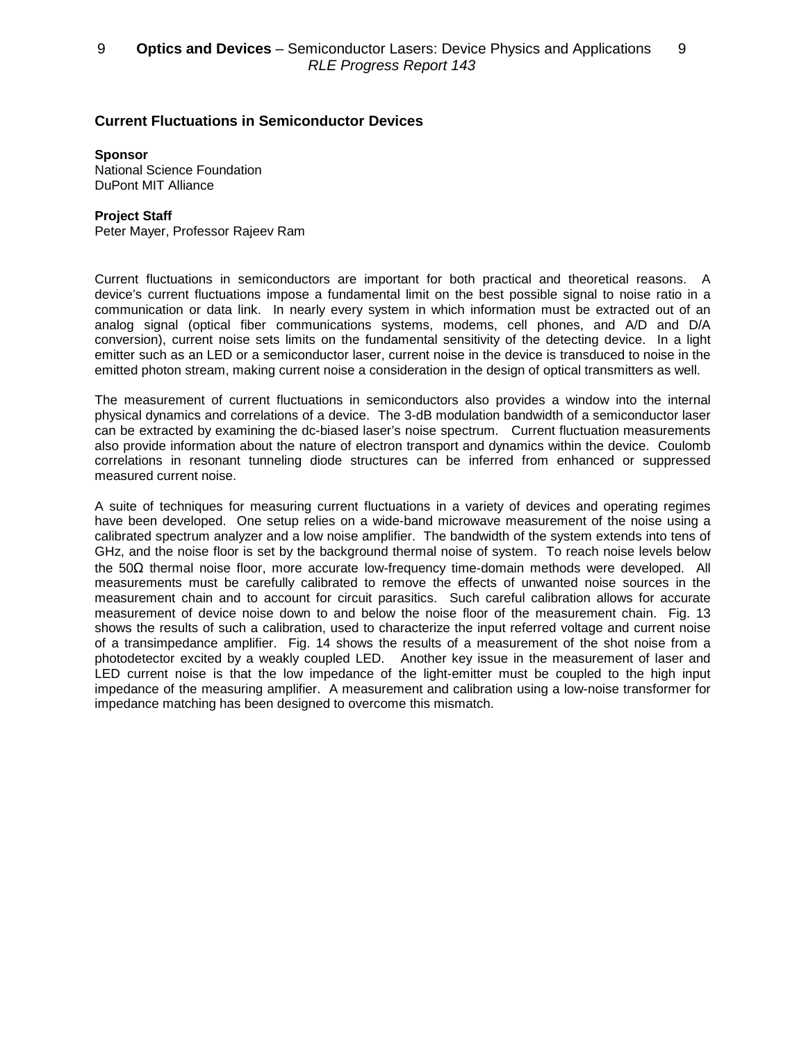## Current Fluctuations in Semiconductor Devices

**Sponsor**
National Science Foundation
DuPont MIT Alliance

**Project Staff**
Peter Mayer, Professor Rajeev Ram

Current fluctuations in semiconductors are important for both practical and theoretical reasons. A device's current fluctuations impose a fundamental limit on the best possible signal to noise ratio in a communication or data link. In nearly every system in which information must be extracted out of an analog signal (optical fiber communications systems, modems, cell phones, and A/D and D/A conversion), current noise sets limits on the fundamental sensitivity of the detecting device. In a light emitter such as an LED or a semiconductor laser, current noise in the device is transduced to noise in the emitted photon stream, making current noise a consideration in the design of optical transmitters as well.

The measurement of current fluctuations in semiconductors also provides a window into the internal physical dynamics and correlations of a device. The 3-dB modulation bandwidth of a semiconductor laser can be extracted by examining the dc-biased laser's noise spectrum. Current fluctuation measurements also provide information about the nature of electron transport and dynamics within the device. Coulomb correlations in resonant tunneling diode structures can be inferred from enhanced or suppressed measured current noise.

A suite of techniques for measuring current fluctuations in a variety of devices and operating regimes have been developed. One setup relies on a wide-band microwave measurement of the noise using a calibrated spectrum analyzer and a low noise amplifier. The bandwidth of the system extends into tens of GHz, and the noise floor is set by the background thermal noise of system. To reach noise levels below the 50Ω thermal noise floor, more accurate low-frequency time-domain methods were developed. All measurements must be carefully calibrated to remove the effects of unwanted noise sources in the measurement chain and to account for circuit parasitics. Such careful calibration allows for accurate measurement of device noise down to and below the noise floor of the measurement chain. Fig. 13 shows the results of such a calibration, used to characterize the input referred voltage and current noise of a transimpedance amplifier. Fig. 14 shows the results of a measurement of the shot noise from a photodetector excited by a weakly coupled LED. Another key issue in the measurement of laser and LED current noise is that the low impedance of the light-emitter must be coupled to the high input impedance of the measuring amplifier. A measurement and calibration using a low-noise transformer for impedance matching has been designed to overcome this mismatch.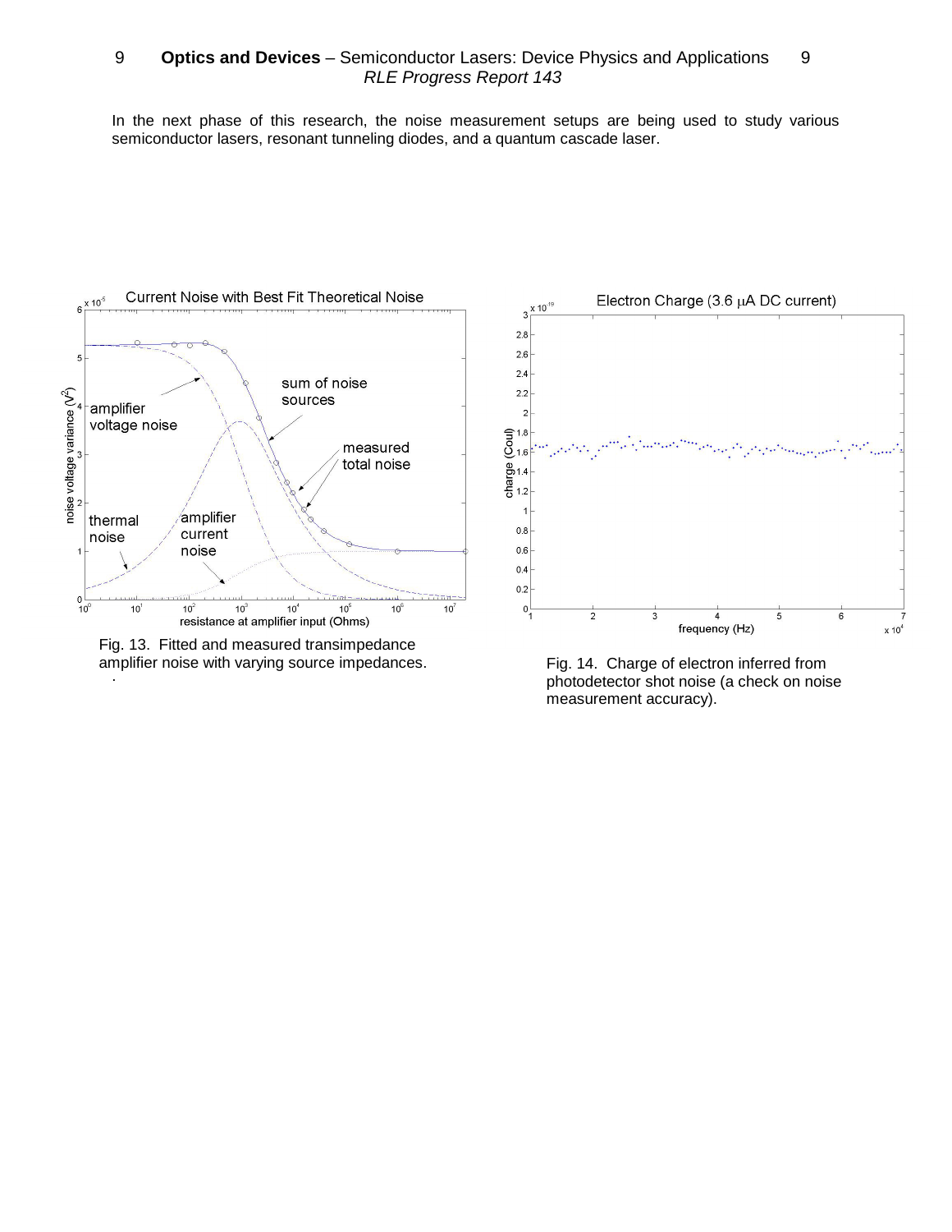In the next phase of this research, the noise measurement setups are being used to study various semiconductor lasers, resonant tunneling diodes, and a quantum cascade laser.

Fig. 13. Fitted and measured transimpedance amplifier noise with varying source impedances.

Fig. 14. Charge of electron inferred from photodetector shot noise (a check on noise measurement accuracy).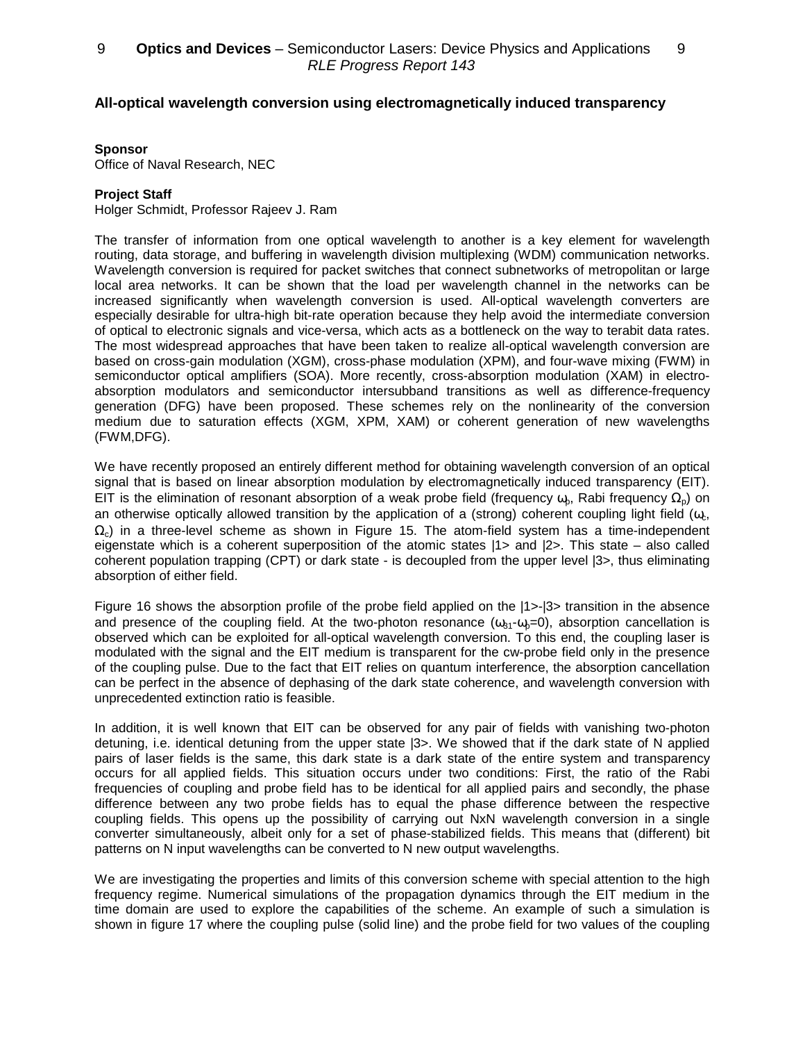## All-optical wavelength conversion using electromagnetically induced transparency

**Sponsor**
Office of Naval Research, NEC

**Project Staff**
Holger Schmidt, Professor Rajeev J. Ram

The transfer of information from one optical wavelength to another is a key element for wavelength routing, data storage, and buffering in wavelength division multiplexing (WDM) communication networks. Wavelength conversion is required for packet switches that connect subnetworks of metropolitan or large local area networks. It can be shown that the load per wavelength channel in the networks can be increased significantly when wavelength conversion is used. All-optical wavelength converters are especially desirable for ultra-high bit-rate operation because they help avoid the intermediate conversion of optical to electronic signals and vice-versa, which acts as a bottleneck on the way to terabit data rates. The most widespread approaches that have been taken to realize all-optical wavelength conversion are based on cross-gain modulation (XGM), cross-phase modulation (XPM), and four-wave mixing (FWM) in semiconductor optical amplifiers (SOA). More recently, cross-absorption modulation (XAM) in electro-absorption modulators and semiconductor intersubband transitions as well as difference-frequency generation (DFG) have been proposed. These schemes rely on the nonlinearity of the conversion medium due to saturation effects (XGM, XPM, XAM) or coherent generation of new wavelengths (FWM,DFG).

We have recently proposed an entirely different method for obtaining wavelength conversion of an optical signal that is based on linear absorption modulation by electromagnetically induced transparency (EIT). EIT is the elimination of resonant absorption of a weak probe field (frequency $\omega_p$, Rabi frequency $\Omega_p$) on an otherwise optically allowed transition by the application of a (strong) coherent coupling light field ($\omega_c$, $\Omega_c$) in a three-level scheme as shown in Figure 15. The atom-field system has a time-independent eigenstate which is a coherent superposition of the atomic states |1> and |2>. This state – also called coherent population trapping (CPT) or dark state - is decoupled from the upper level |3>, thus eliminating absorption of either field.

Figure 16 shows the absorption profile of the probe field applied on the |1>-|3> transition in the absence and presence of the coupling field. At the two-photon resonance ($\omega_{31}$-$\omega_p$=0), absorption cancellation is observed which can be exploited for all-optical wavelength conversion. To this end, the coupling laser is modulated with the signal and the EIT medium is transparent for the cw-probe field only in the presence of the coupling pulse. Due to the fact that EIT relies on quantum interference, the absorption cancellation can be perfect in the absence of dephasing of the dark state coherence, and wavelength conversion with unprecedented extinction ratio is feasible.

In addition, it is well known that EIT can be observed for any pair of fields with vanishing two-photon detuning, i.e. identical detuning from the upper state |3>. We showed that if the dark state of N applied pairs of laser fields is the same, this dark state is a dark state of the entire system and transparency occurs for all applied fields. This situation occurs under two conditions: First, the ratio of the Rabi frequencies of coupling and probe field has to be identical for all applied pairs and secondly, the phase difference between any two probe fields has to equal the phase difference between the respective coupling fields. This opens up the possibility of carrying out NxN wavelength conversion in a single converter simultaneously, albeit only for a set of phase-stabilized fields. This means that (different) bit patterns on N input wavelengths can be converted to N new output wavelengths.

We are investigating the properties and limits of this conversion scheme with special attention to the high frequency regime. Numerical simulations of the propagation dynamics through the EIT medium in the time domain are used to explore the capabilities of the scheme. An example of such a simulation is shown in figure 17 where the coupling pulse (solid line) and the probe field for two values of the coupling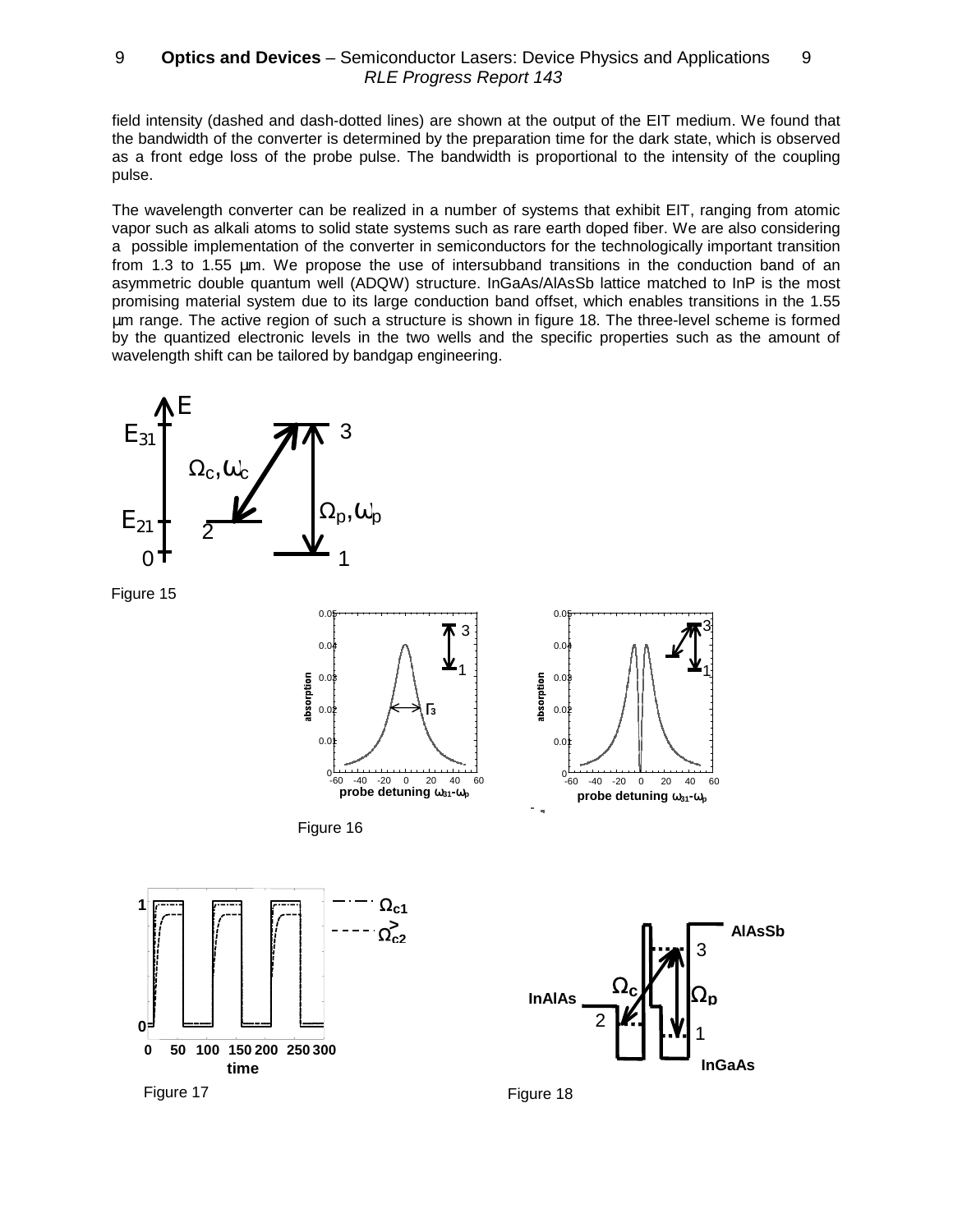field intensity (dashed and dash-dotted lines) are shown at the output of the EIT medium. We found that the bandwidth of the converter is determined by the preparation time for the dark state, which is observed as a front edge loss of the probe pulse. The bandwidth is proportional to the intensity of the coupling pulse.

The wavelength converter can be realized in a number of systems that exhibit EIT, ranging from atomic vapor such as alkali atoms to solid state systems such as rare earth doped fiber. We are also considering a possible implementation of the converter in semiconductors for the technologically important transition from 1.3 to 1.55 µm. We propose the use of intersubband transitions in the conduction band of an asymmetric double quantum well (ADQW) structure. InGaAs/AlAsSb lattice matched to InP is the most promising material system due to its large conduction band offset, which enables transitions in the 1.55 µm range. The active region of such a structure is shown in figure 18. The three-level scheme is formed by the quantized electronic levels in the two wells and the specific properties such as the amount of wavelength shift can be tailored by bandgap engineering.

Figure 15

Figure 16

Figure 17

Figure 18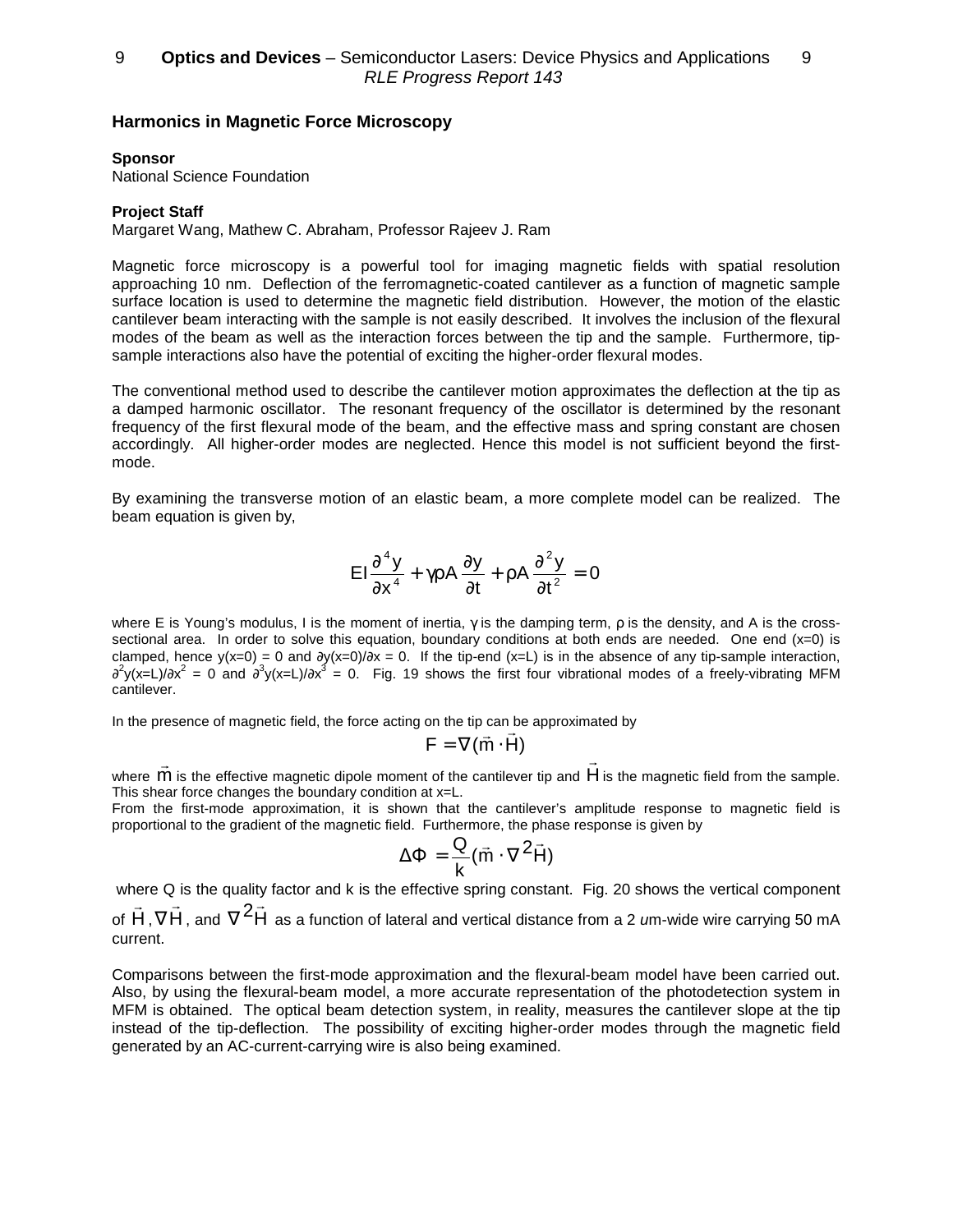## Harmonics in Magnetic Force Microscopy

**Sponsor**
National Science Foundation

**Project Staff**
Margaret Wang, Mathew C. Abraham, Professor Rajeev J. Ram

Magnetic force microscopy is a powerful tool for imaging magnetic fields with spatial resolution approaching 10 nm. Deflection of the ferromagnetic-coated cantilever as a function of magnetic sample surface location is used to determine the magnetic field distribution. However, the motion of the elastic cantilever beam interacting with the sample is not easily described. It involves the inclusion of the flexural modes of the beam as well as the interaction forces between the tip and the sample. Furthermore, tip-sample interactions also have the potential of exciting the higher-order flexural modes.

The conventional method used to describe the cantilever motion approximates the deflection at the tip as a damped harmonic oscillator. The resonant frequency of the oscillator is determined by the resonant frequency of the first flexural mode of the beam, and the effective mass and spring constant are chosen accordingly. All higher-order modes are neglected. Hence this model is not sufficient beyond the first-mode.

By examining the transverse motion of an elastic beam, a more complete model can be realized. The beam equation is given by,

$$EI\frac{\partial^4 y}{\partial x^4} + \gamma \rho A\frac{\partial y}{\partial t} + \rho A\frac{\partial^2 y}{\partial t^2} = 0$$

where E is Young's modulus, I is the moment of inertia, $\gamma$ is the damping term, $\rho$ is the density, and A is the cross-sectional area. In order to solve this equation, boundary conditions at both ends are needed. One end (x=0) is clamped, hence $y(x=0) = 0$ and $\partial y(x=0)/\partial x = 0$. If the tip-end (x=L) is in the absence of any tip-sample interaction, $\partial^2 y(x=L)/\partial x^2 = 0$ and $\partial^3 y(x=L)/\partial x^3 = 0$. Fig. 19 shows the first four vibrational modes of a freely-vibrating MFM cantilever.

In the presence of magnetic field, the force acting on the tip can be approximated by

$$F = \nabla(\vec{m} \cdot \vec{H})$$

where $\vec{m}$ is the effective magnetic dipole moment of the cantilever tip and $\vec{H}$ is the magnetic field from the sample. This shear force changes the boundary condition at x=L.

From the first-mode approximation, it is shown that the cantilever's amplitude response to magnetic field is proportional to the gradient of the magnetic field. Furthermore, the phase response is given by

$$\Delta\Phi = \frac{Q}{k}(\vec{m} \cdot \nabla^2 \vec{H})$$

where Q is the quality factor and k is the effective spring constant. Fig. 20 shows the vertical component of $\vec{H}$, $\nabla\vec{H}$, and $\nabla^2\vec{H}$ as a function of lateral and vertical distance from a 2 *u*m-wide wire carrying 50 mA current.

Comparisons between the first-mode approximation and the flexural-beam model have been carried out. Also, by using the flexural-beam model, a more accurate representation of the photodetection system in MFM is obtained. The optical beam detection system, in reality, measures the cantilever slope at the tip instead of the tip-deflection. The possibility of exciting higher-order modes through the magnetic field generated by an AC-current-carrying wire is also being examined.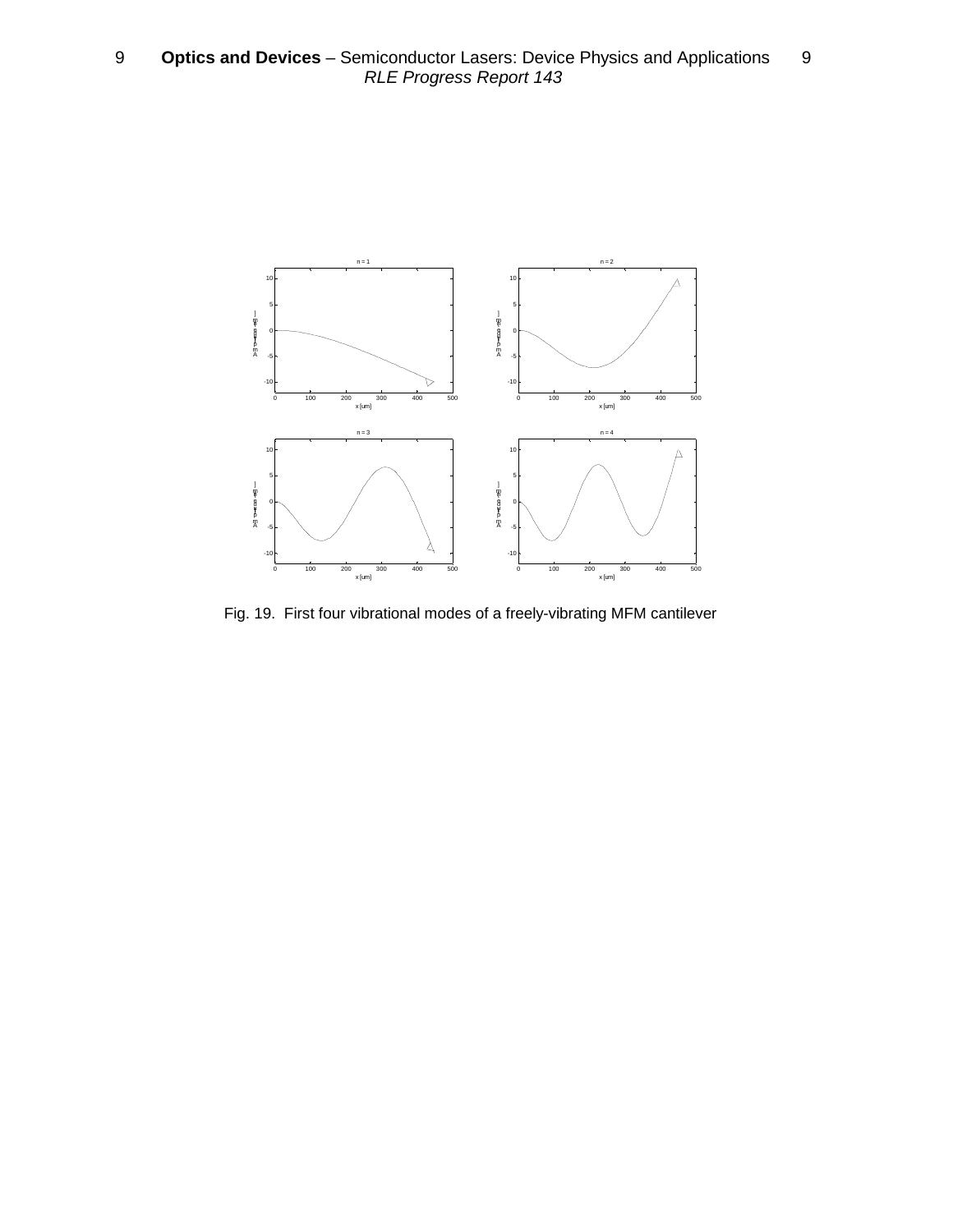Fig. 19. First four vibrational modes of a freely-vibrating MFM cantilever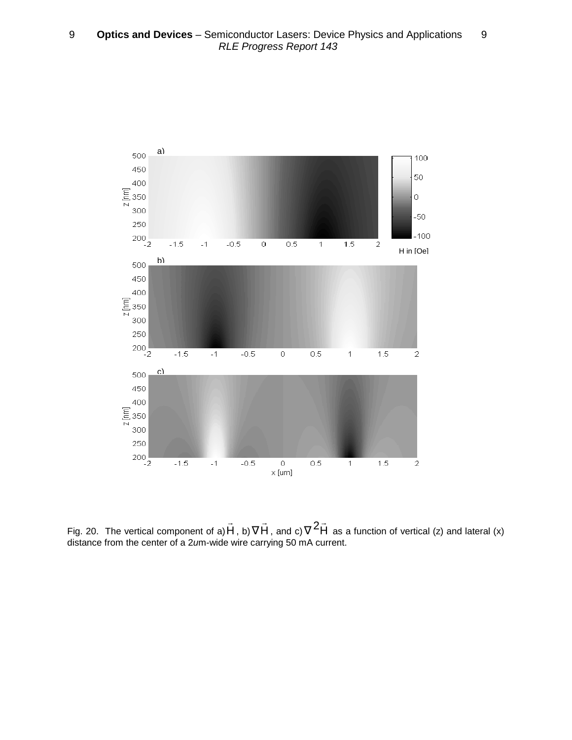Fig. 20. The vertical component of a) $\vec{H}$, b) $\nabla\vec{H}$, and c) $\nabla^2\vec{H}$ as a function of vertical (z) and lateral (x) distance from the center of a 2*u*m-wide wire carrying 50 mA current.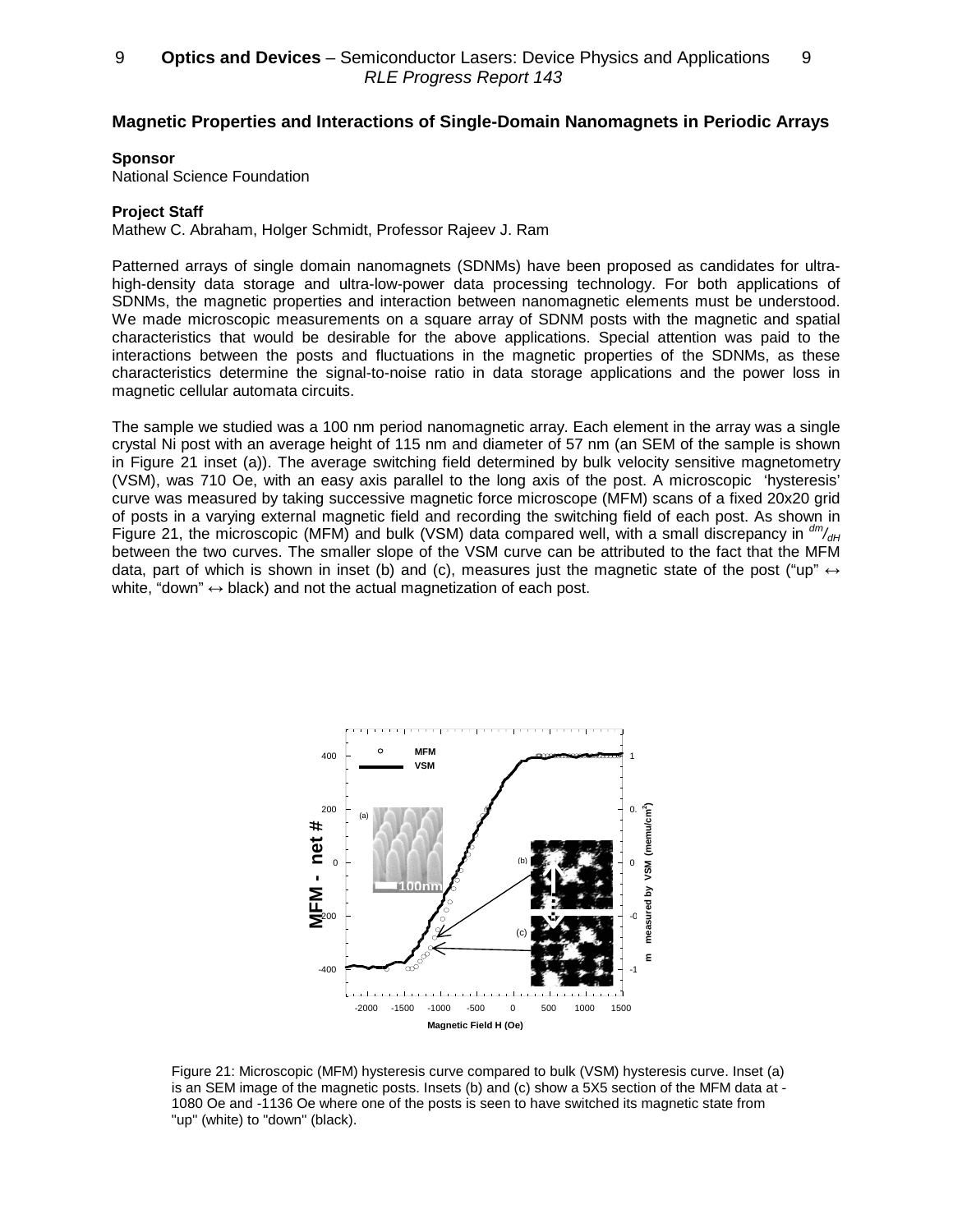## Magnetic Properties and Interactions of Single-Domain Nanomagnets in Periodic Arrays

**Sponsor**
National Science Foundation

**Project Staff**
Mathew C. Abraham, Holger Schmidt, Professor Rajeev J. Ram

Patterned arrays of single domain nanomagnets (SDNMs) have been proposed as candidates for ultra-high-density data storage and ultra-low-power data processing technology. For both applications of SDNMs, the magnetic properties and interaction between nanomagnetic elements must be understood. We made microscopic measurements on a square array of SDNM posts with the magnetic and spatial characteristics that would be desirable for the above applications. Special attention was paid to the interactions between the posts and fluctuations in the magnetic properties of the SDNMs, as these characteristics determine the signal-to-noise ratio in data storage applications and the power loss in magnetic cellular automata circuits.

The sample we studied was a 100 nm period nanomagnetic array. Each element in the array was a single crystal Ni post with an average height of 115 nm and diameter of 57 nm (an SEM of the sample is shown in Figure 21 inset (a)). The average switching field determined by bulk velocity sensitive magnetometry (VSM), was 710 Oe, with an easy axis parallel to the long axis of the post. A microscopic 'hysteresis' curve was measured by taking successive magnetic force microscope (MFM) scans of a fixed 20x20 grid of posts in a varying external magnetic field and recording the switching field of each post. As shown in Figure 21, the microscopic (MFM) and bulk (VSM) data compared well, with a small discrepancy in $^{dm}/_{dH}$ between the two curves. The smaller slope of the VSM curve can be attributed to the fact that the MFM data, part of which is shown in inset (b) and (c), measures just the magnetic state of the post ("up" ↔ white, "down" ↔ black) and not the actual magnetization of each post.

Figure 21: Microscopic (MFM) hysteresis curve compared to bulk (VSM) hysteresis curve. Inset (a) is an SEM image of the magnetic posts. Insets (b) and (c) show a 5X5 section of the MFM data at -1080 Oe and -1136 Oe where one of the posts is seen to have switched its magnetic state from "up" (white) to "down" (black).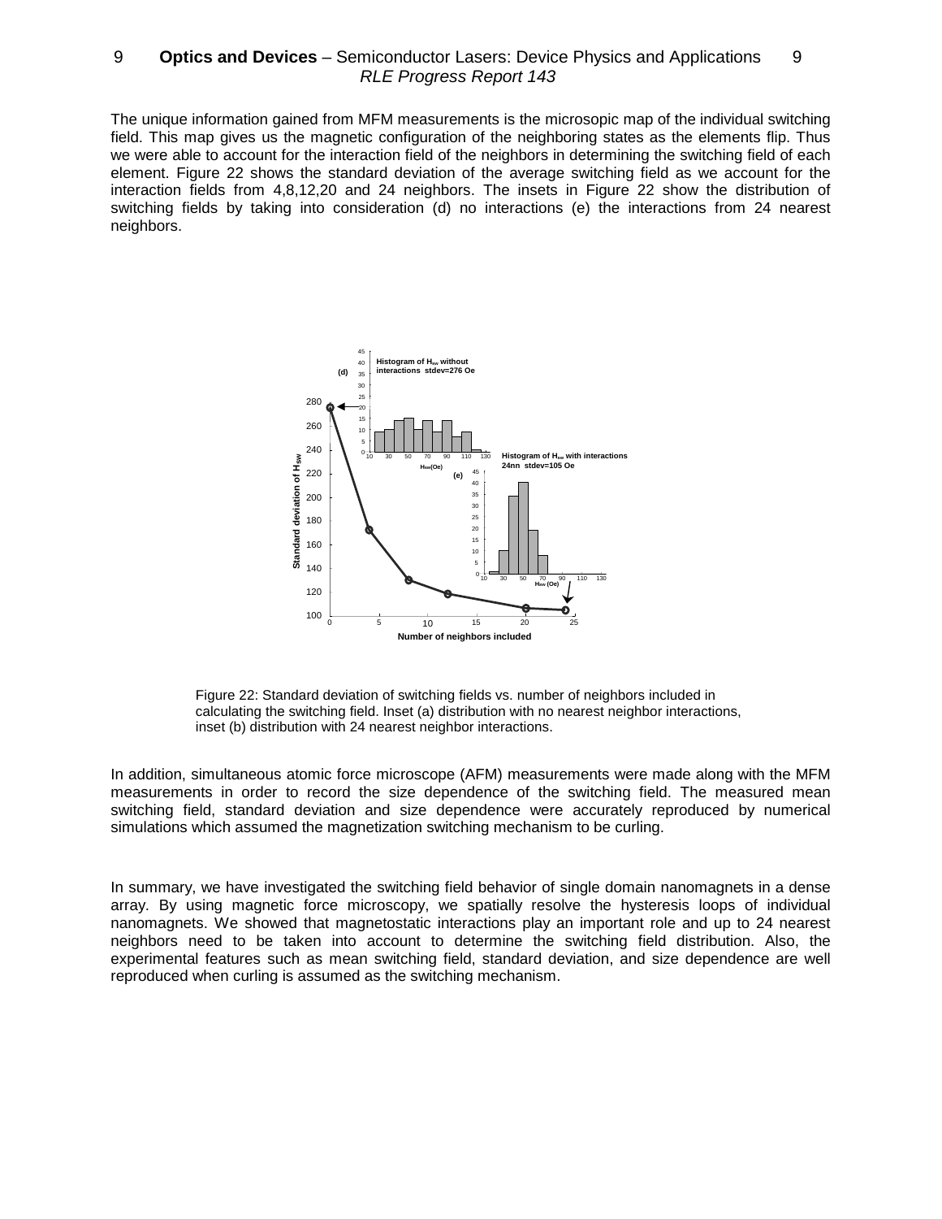The unique information gained from MFM measurements is the microsopic map of the individual switching field. This map gives us the magnetic configuration of the neighboring states as the elements flip. Thus we were able to account for the interaction field of the neighbors in determining the switching field of each element. Figure 22 shows the standard deviation of the average switching field as we account for the interaction fields from 4,8,12,20 and 24 neighbors. The insets in Figure 22 show the distribution of switching fields by taking into consideration (d) no interactions (e) the interactions from 24 nearest neighbors.

Figure 22: Standard deviation of switching fields vs. number of neighbors included in calculating the switching field. Inset (a) distribution with no nearest neighbor interactions, inset (b) distribution with 24 nearest neighbor interactions.

In addition, simultaneous atomic force microscope (AFM) measurements were made along with the MFM measurements in order to record the size dependence of the switching field. The measured mean switching field, standard deviation and size dependence were accurately reproduced by numerical simulations which assumed the magnetization switching mechanism to be curling.

In summary, we have investigated the switching field behavior of single domain nanomagnets in a dense array. By using magnetic force microscopy, we spatially resolve the hysteresis loops of individual nanomagnets. We showed that magnetostatic interactions play an important role and up to 24 nearest neighbors need to be taken into account to determine the switching field distribution. Also, the experimental features such as mean switching field, standard deviation, and size dependence are well reproduced when curling is assumed as the switching mechanism.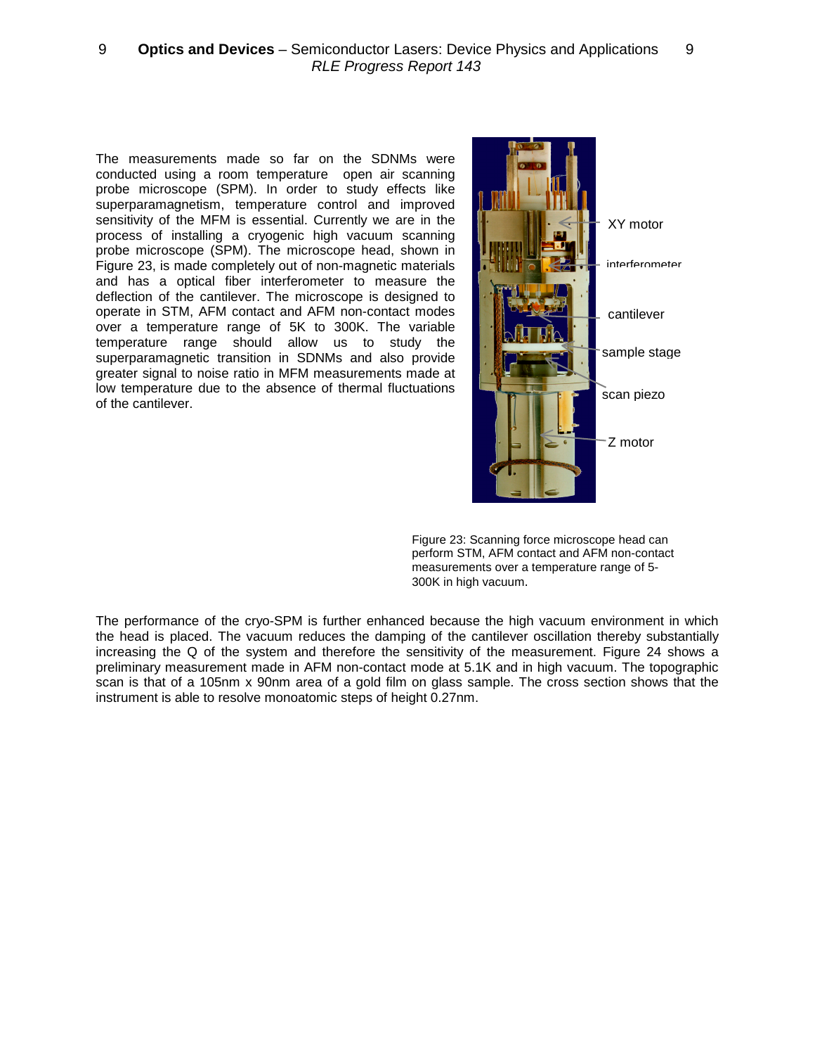The measurements made so far on the SDNMs were conducted using a room temperature open air scanning probe microscope (SPM). In order to study effects like superparamagnetism, temperature control and improved sensitivity of the MFM is essential. Currently we are in the process of installing a cryogenic high vacuum scanning probe microscope (SPM). The microscope head, shown in Figure 23, is made completely out of non-magnetic materials and has a optical fiber interferometer to measure the deflection of the cantilever. The microscope is designed to operate in STM, AFM contact and AFM non-contact modes over a temperature range of 5K to 300K. The variable temperature range should allow us to study the superparamagnetic transition in SDNMs and also provide greater signal to noise ratio in MFM measurements made at low temperature due to the absence of thermal fluctuations of the cantilever.

XY motor

interferometer

cantilever

sample stage

scan piezo

Z motor

Figure 23: Scanning force microscope head can perform STM, AFM contact and AFM non-contact measurements over a temperature range of 5-300K in high vacuum.

The performance of the cryo-SPM is further enhanced because the high vacuum environment in which the head is placed. The vacuum reduces the damping of the cantilever oscillation thereby substantially increasing the Q of the system and therefore the sensitivity of the measurement. Figure 24 shows a preliminary measurement made in AFM non-contact mode at 5.1K and in high vacuum. The topographic scan is that of a 105nm x 90nm area of a gold film on glass sample. The cross section shows that the instrument is able to resolve monoatomic steps of height 0.27nm.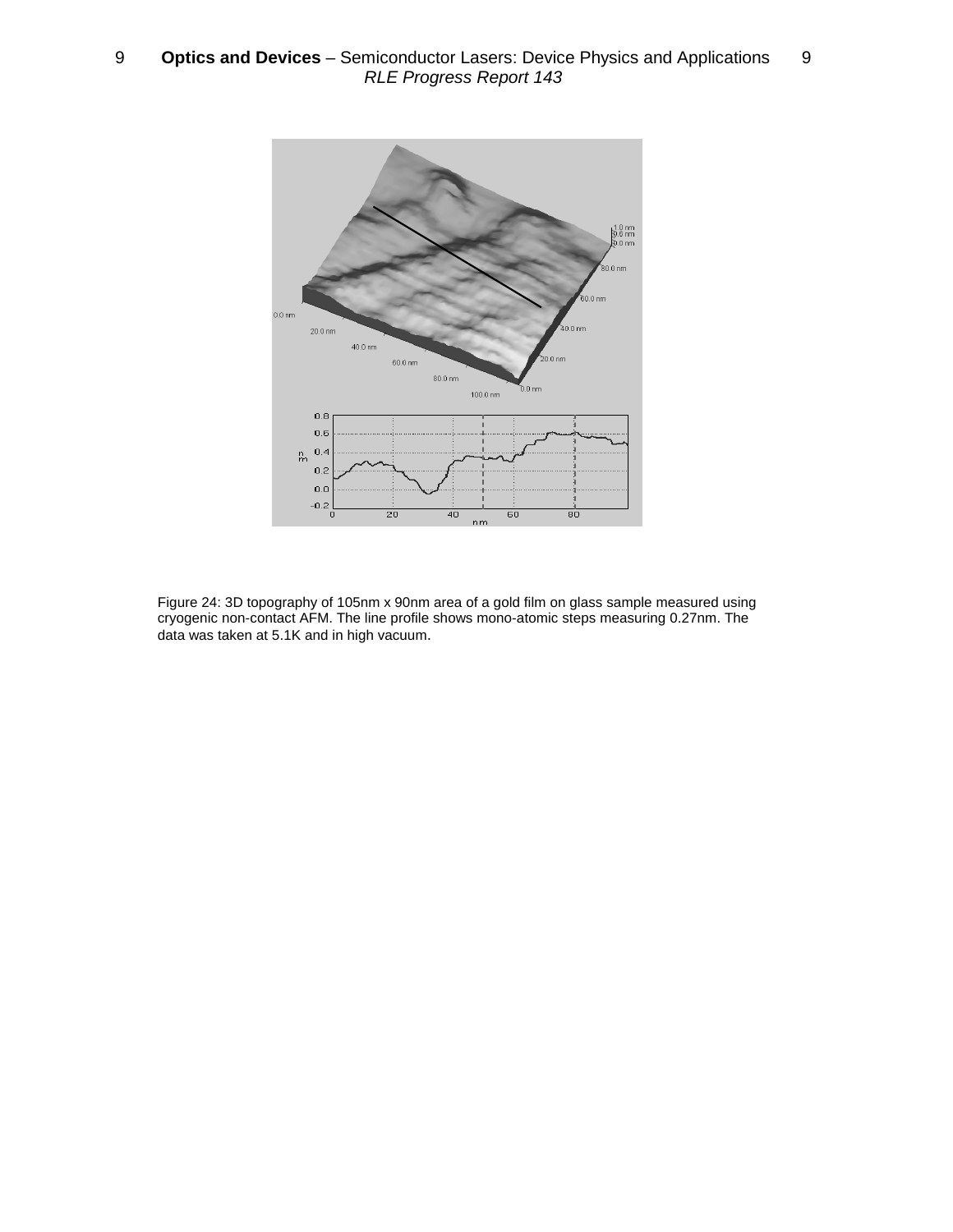0.0 nm
20.0 nm
40.0 nm
60.0 nm
80.0 nm
100.0 nm
0.0 nm
20.0 nm
40.0 nm
60.0 nm
80.0 nm
1.0 nm
0.5 nm
0.0 nm

0.8
0.6
0.4
0.2
0.0
-0.2
nm
0
20
40
60
80
nm

Figure 24: 3D topography of 105nm x 90nm area of a gold film on glass sample measured using cryogenic non-contact AFM. The line profile shows mono-atomic steps measuring 0.27nm. The data was taken at 5.1K and in high vacuum.